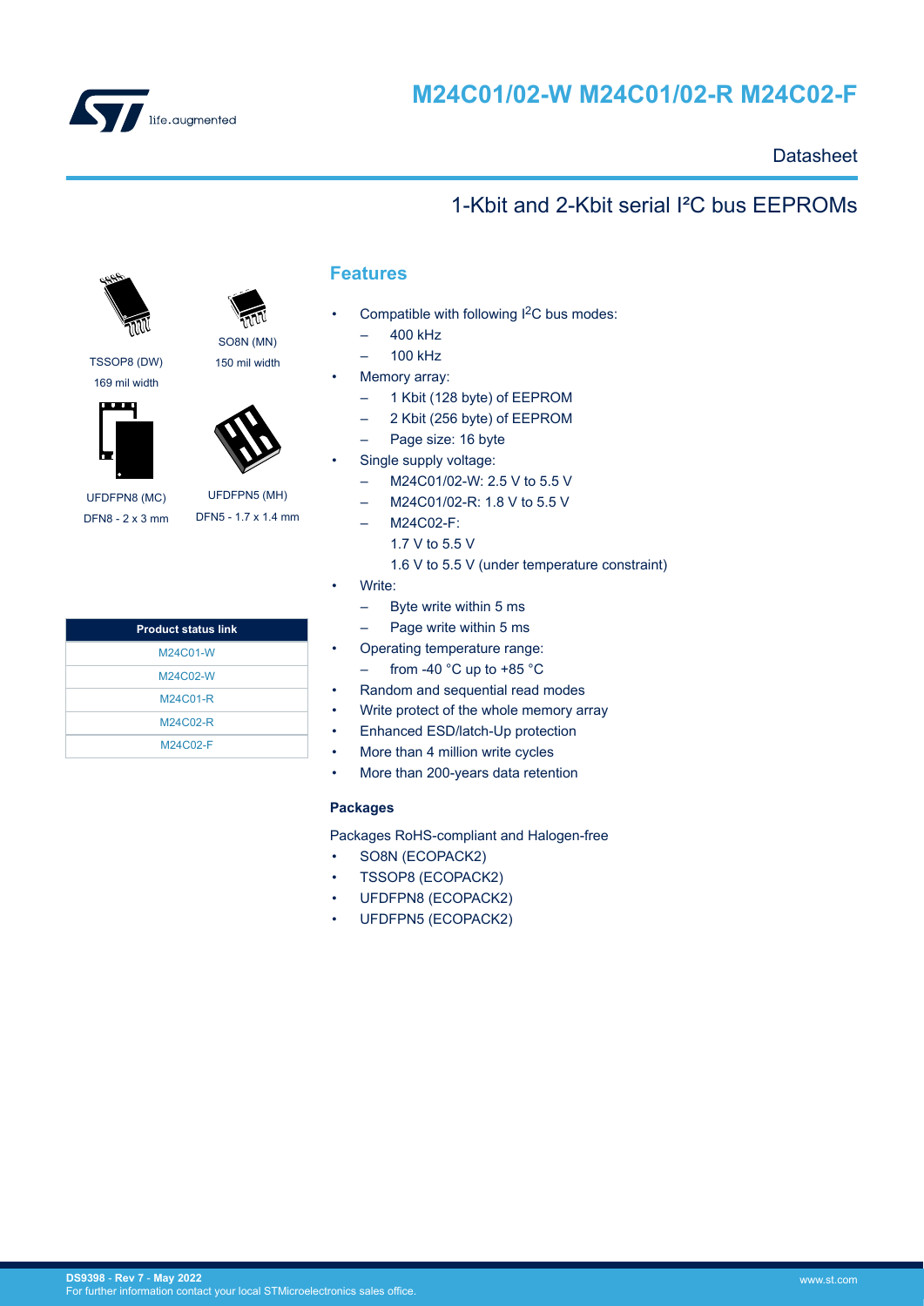# M24C01/02-W M24C01/02-R M24C02-F

Datasheet

## 1-Kbit and 2-Kbit serial I²C bus EEPROMs

TSSOP8 (DW)
169 mil width

SO8N (MN)
150 mil width

UFDFPN8 (MC)
DFN8 - 2 x 3 mm

UFDFPN5 (MH)
DFN5 - 1.7 x 1.4 mm

| Product status link |
|---|
| M24C01-W |
| M24C02-W |
| M24C01-R |
| M24C02-R |
| M24C02-F |

## Features

- Compatible with following I²C bus modes:
  - 400 kHz
  - 100 kHz
- Memory array:
  - 1 Kbit (128 byte) of EEPROM
  - 2 Kbit (256 byte) of EEPROM
  - Page size: 16 byte
- Single supply voltage:
  - M24C01/02-W: 2.5 V to 5.5 V
  - M24C01/02-R: 1.8 V to 5.5 V
  - M24C02-F:
    1.7 V to 5.5 V
    1.6 V to 5.5 V (under temperature constraint)
- Write:
  - Byte write within 5 ms
  - Page write within 5 ms
- Operating temperature range:
  - from -40 °C up to +85 °C
- Random and sequential read modes
- Write protect of the whole memory array
- Enhanced ESD/latch-Up protection
- More than 4 million write cycles
- More than 200-years data retention

### Packages

Packages RoHS-compliant and Halogen-free

- SO8N (ECOPACK2)
- TSSOP8 (ECOPACK2)
- UFDFPN8 (ECOPACK2)
- UFDFPN5 (ECOPACK2)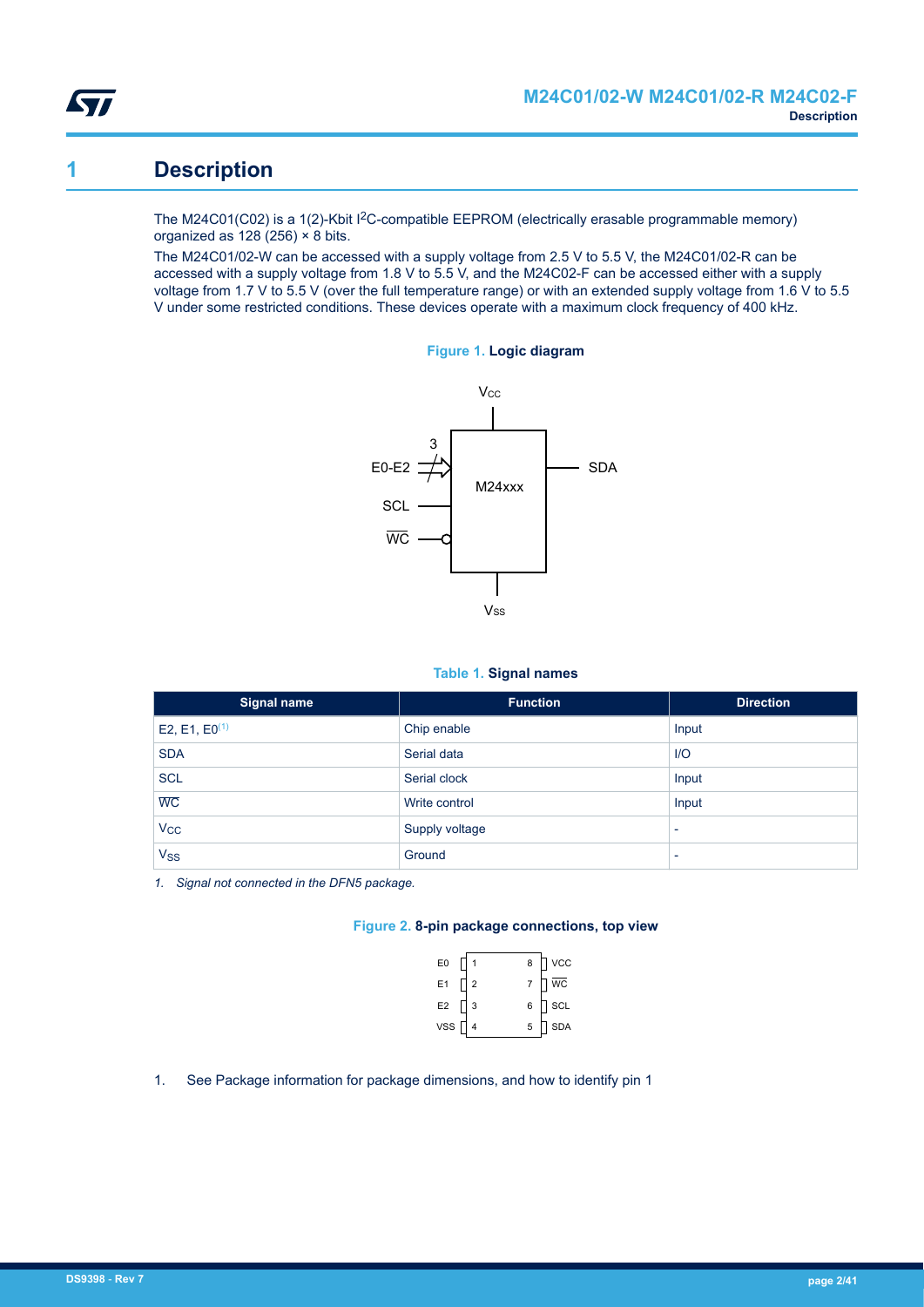# 1 Description

The M24C01(C02) is a 1(2)-Kbit I$^2$C-compatible EEPROM (electrically erasable programmable memory) organized as 128 (256) × 8 bits.

The M24C01/02-W can be accessed with a supply voltage from 2.5 V to 5.5 V, the M24C01/02-R can be accessed with a supply voltage from 1.8 V to 5.5 V, and the M24C02-F can be accessed either with a supply voltage from 1.7 V to 5.5 V (over the full temperature range) or with an extended supply voltage from 1.6 V to 5.5 V under some restricted conditions. These devices operate with a maximum clock frequency of 400 kHz.

**Figure 1. Logic diagram**

**Table 1. Signal names**

| Signal name | Function | Direction |
|---|---|---|
| E2, E1, E0[(1)] | Chip enable | Input |
| SDA | Serial data | I/O |
| SCL | Serial clock | Input |
| $\overline{WC}$ | Write control | Input |
| $V_{CC}$ | Supply voltage | - |
| $V_{SS}$ | Ground | - |

*1. Signal not connected in the DFN5 package.*

**Figure 2. 8-pin package connections, top view**

| Signal | Pin | Pin | Signal |
|---|---|---|---|
| E0 | 1 | 8 | VCC |
| E1 | 2 | 7 | $\overline{WC}$ |
| E2 | 3 | 6 | SCL |
| VSS | 4 | 5 | SDA |

1. See Package information for package dimensions, and how to identify pin 1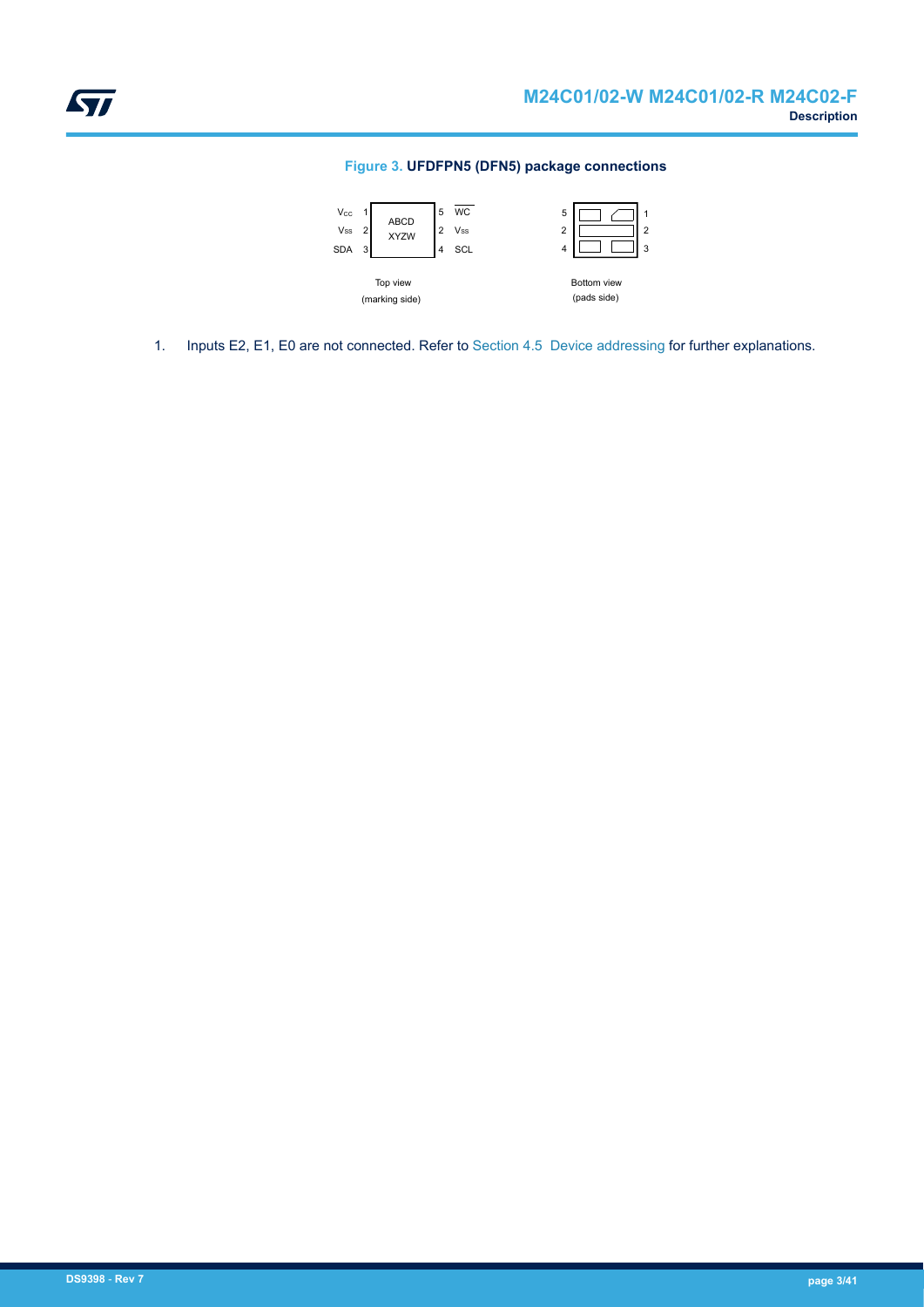**Figure 3. UFDFPN5 (DFN5) package connections**

1. Inputs E2, E1, E0 are not connected. Refer to Section 4.5 Device addressing for further explanations.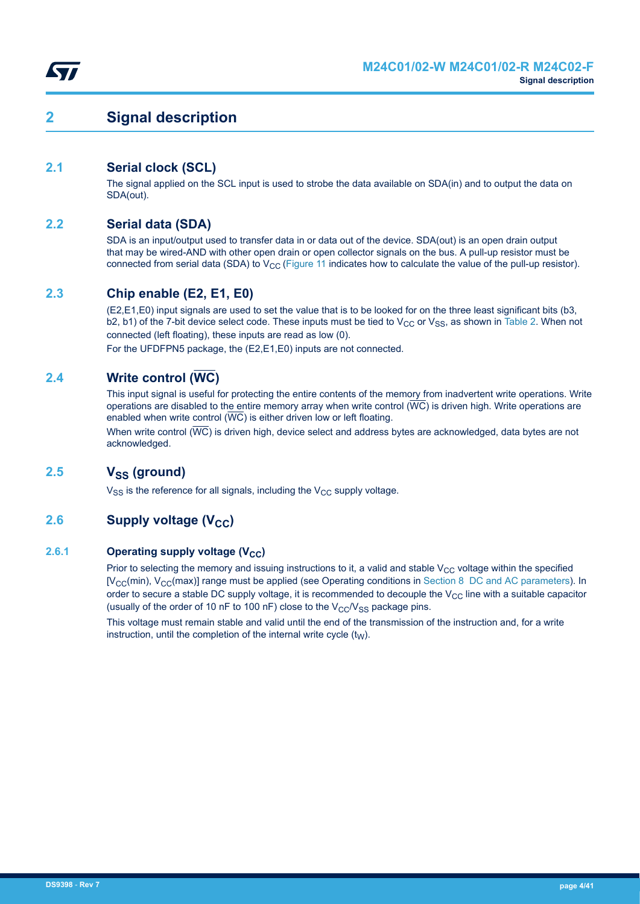# 2 Signal description

## 2.1 Serial clock (SCL)

The signal applied on the SCL input is used to strobe the data available on SDA(in) and to output the data on SDA(out).

## 2.2 Serial data (SDA)

SDA is an input/output used to transfer data in or data out of the device. SDA(out) is an open drain output that may be wired-AND with other open drain or open collector signals on the bus. A pull-up resistor must be connected from serial data (SDA) to $V_{CC}$ (Figure 11 indicates how to calculate the value of the pull-up resistor).

## 2.3 Chip enable (E2, E1, E0)

(E2,E1,E0) input signals are used to set the value that is to be looked for on the three least significant bits (b3, b2, b1) of the 7-bit device select code. These inputs must be tied to $V_{CC}$ or $V_{SS}$, as shown in Table 2. When not connected (left floating), these inputs are read as low (0).

For the UFDFPN5 package, the (E2,E1,E0) inputs are not connected.

## 2.4 Write control ($\overline{WC}$)

This input signal is useful for protecting the entire contents of the memory from inadvertent write operations. Write operations are disabled to the entire memory array when write control ($\overline{WC}$) is driven high. Write operations are enabled when write control ($\overline{WC}$) is either driven low or left floating.

When write control ($\overline{WC}$) is driven high, device select and address bytes are acknowledged, data bytes are not acknowledged.

## 2.5 $V_{SS}$ (ground)

$V_{SS}$ is the reference for all signals, including the $V_{CC}$ supply voltage.

## 2.6 Supply voltage ($V_{CC}$)

### 2.6.1 Operating supply voltage ($V_{CC}$)

Prior to selecting the memory and issuing instructions to it, a valid and stable $V_{CC}$ voltage within the specified [$V_{CC}$(min), $V_{CC}$(max)] range must be applied (see Operating conditions in Section 8 DC and AC parameters). In order to secure a stable DC supply voltage, it is recommended to decouple the $V_{CC}$ line with a suitable capacitor (usually of the order of 10 nF to 100 nF) close to the $V_{CC}$/$V_{SS}$ package pins.

This voltage must remain stable and valid until the end of the transmission of the instruction and, for a write instruction, until the completion of the internal write cycle ($t_W$).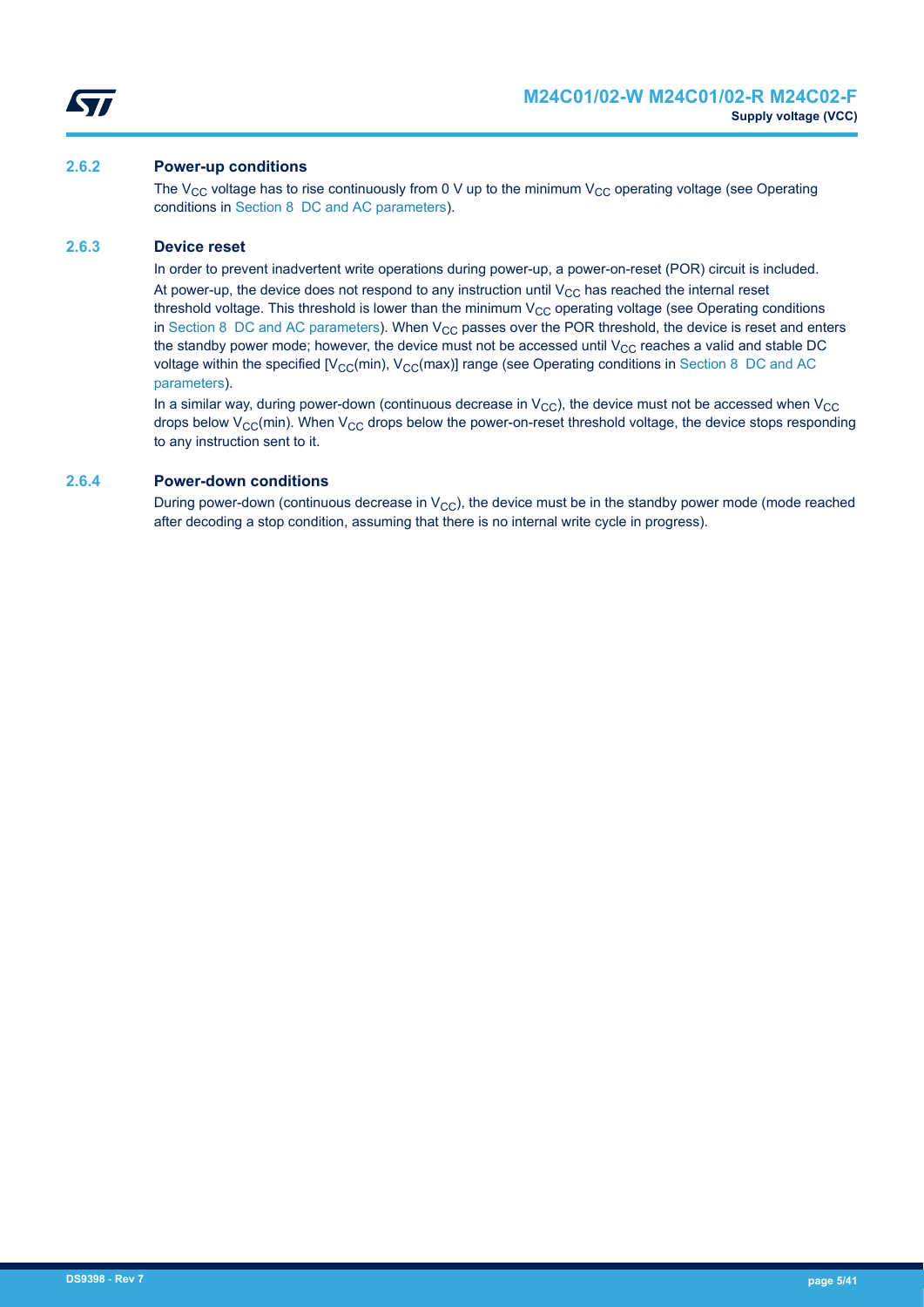### 2.6.2 Power-up conditions

The $V_{CC}$ voltage has to rise continuously from 0 V up to the minimum $V_{CC}$ operating voltage (see Operating conditions in Section 8 DC and AC parameters).

### 2.6.3 Device reset

In order to prevent inadvertent write operations during power-up, a power-on-reset (POR) circuit is included. At power-up, the device does not respond to any instruction until $V_{CC}$ has reached the internal reset threshold voltage. This threshold is lower than the minimum $V_{CC}$ operating voltage (see Operating conditions in Section 8 DC and AC parameters). When $V_{CC}$ passes over the POR threshold, the device is reset and enters the standby power mode; however, the device must not be accessed until $V_{CC}$ reaches a valid and stable DC voltage within the specified [$V_{CC}$(min), $V_{CC}$(max)] range (see Operating conditions in Section 8 DC and AC parameters).

In a similar way, during power-down (continuous decrease in $V_{CC}$), the device must not be accessed when $V_{CC}$ drops below $V_{CC}$(min). When $V_{CC}$ drops below the power-on-reset threshold voltage, the device stops responding to any instruction sent to it.

### 2.6.4 Power-down conditions

During power-down (continuous decrease in $V_{CC}$), the device must be in the standby power mode (mode reached after decoding a stop condition, assuming that there is no internal write cycle in progress).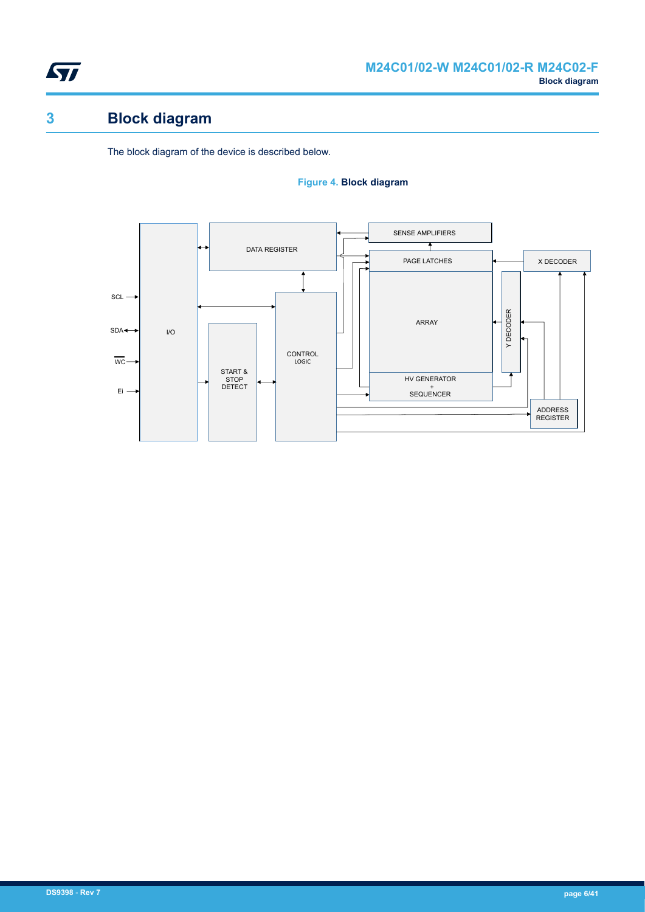# 3 Block diagram

The block diagram of the device is described below.

**Figure 4. Block diagram**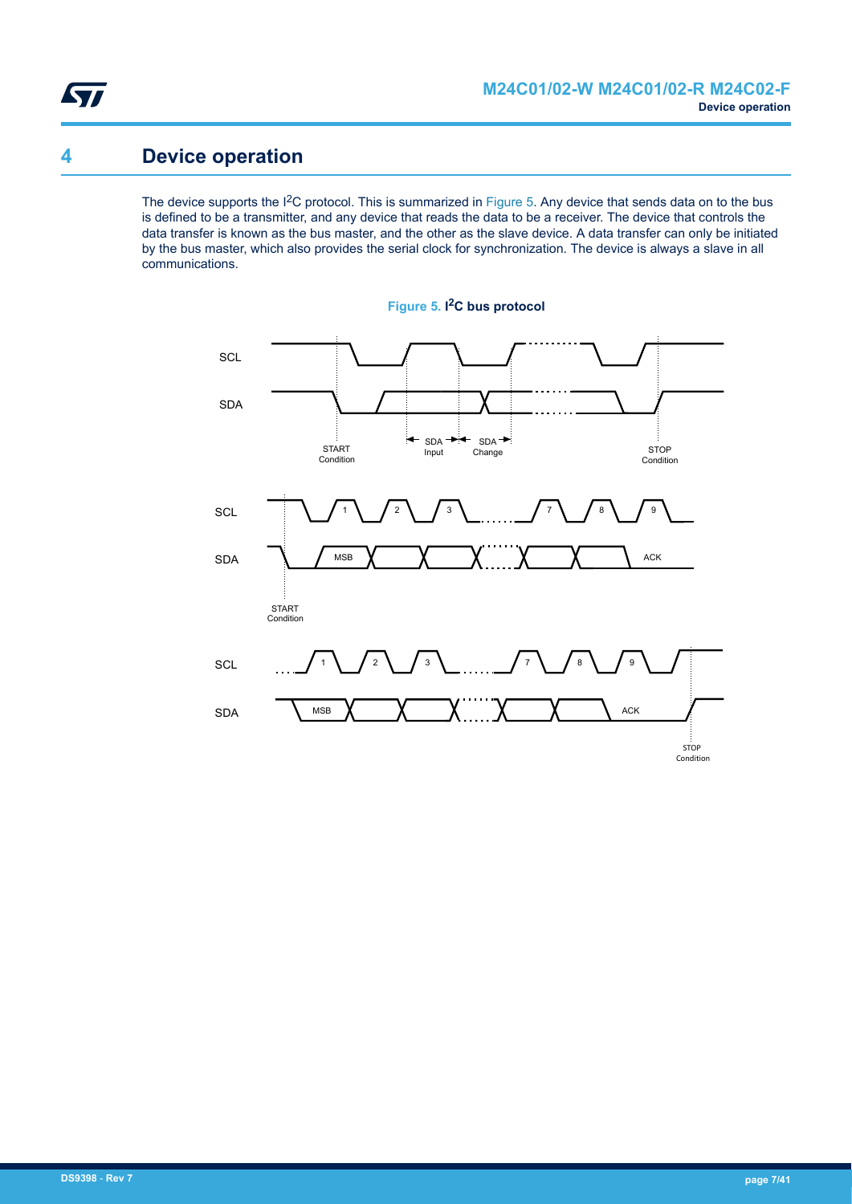# 4 Device operation

The device supports the I$^2$C protocol. This is summarized in Figure 5. Any device that sends data on to the bus is defined to be a transmitter, and any device that reads the data to be a receiver. The device that controls the data transfer is known as the bus master, and the other as the slave device. A data transfer can only be initiated by the bus master, which also provides the serial clock for synchronization. The device is always a slave in all communications.

**Figure 5. I$^2$C bus protocol**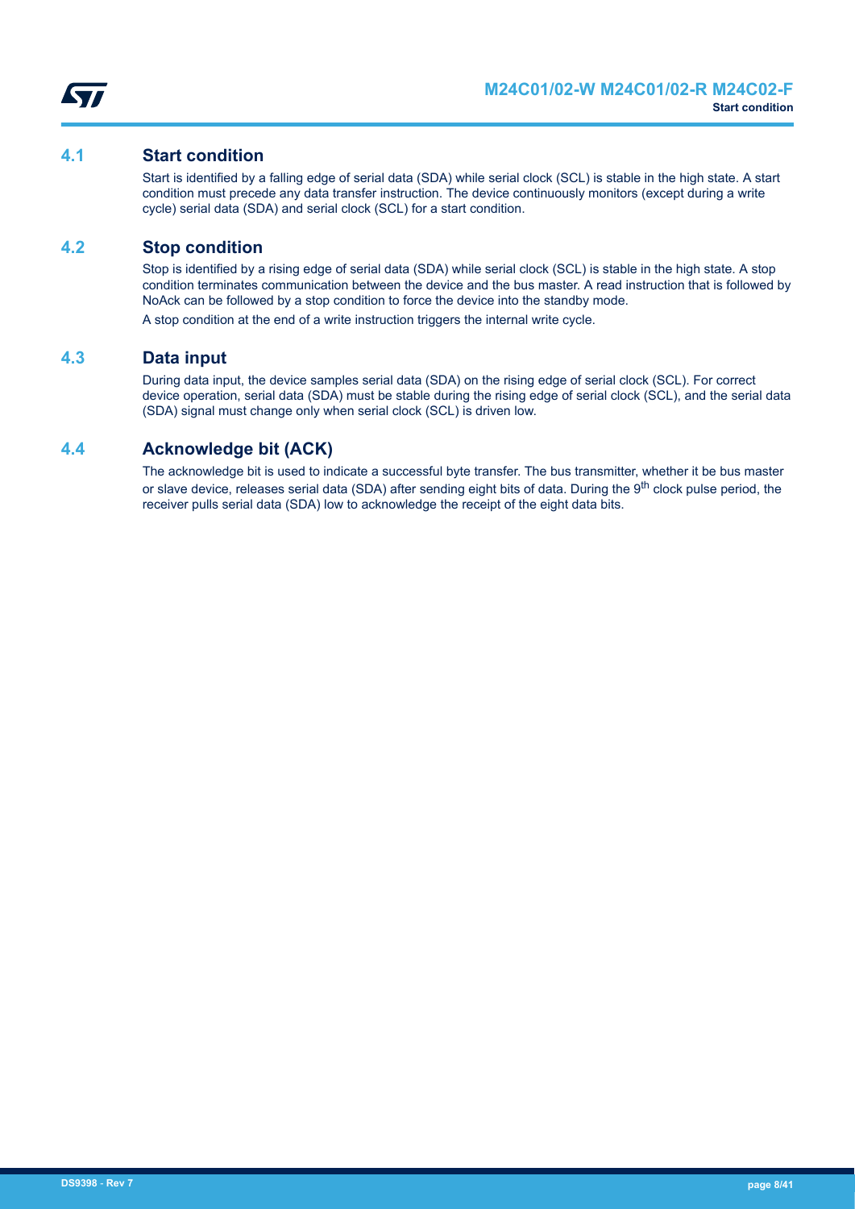## 4.1 Start condition

Start is identified by a falling edge of serial data (SDA) while serial clock (SCL) is stable in the high state. A start condition must precede any data transfer instruction. The device continuously monitors (except during a write cycle) serial data (SDA) and serial clock (SCL) for a start condition.

## 4.2 Stop condition

Stop is identified by a rising edge of serial data (SDA) while serial clock (SCL) is stable in the high state. A stop condition terminates communication between the device and the bus master. A read instruction that is followed by NoAck can be followed by a stop condition to force the device into the standby mode.

A stop condition at the end of a write instruction triggers the internal write cycle.

## 4.3 Data input

During data input, the device samples serial data (SDA) on the rising edge of serial clock (SCL). For correct device operation, serial data (SDA) must be stable during the rising edge of serial clock (SCL), and the serial data (SDA) signal must change only when serial clock (SCL) is driven low.

## 4.4 Acknowledge bit (ACK)

The acknowledge bit is used to indicate a successful byte transfer. The bus transmitter, whether it be bus master or slave device, releases serial data (SDA) after sending eight bits of data. During the $9^{th}$ clock pulse period, the receiver pulls serial data (SDA) low to acknowledge the receipt of the eight data bits.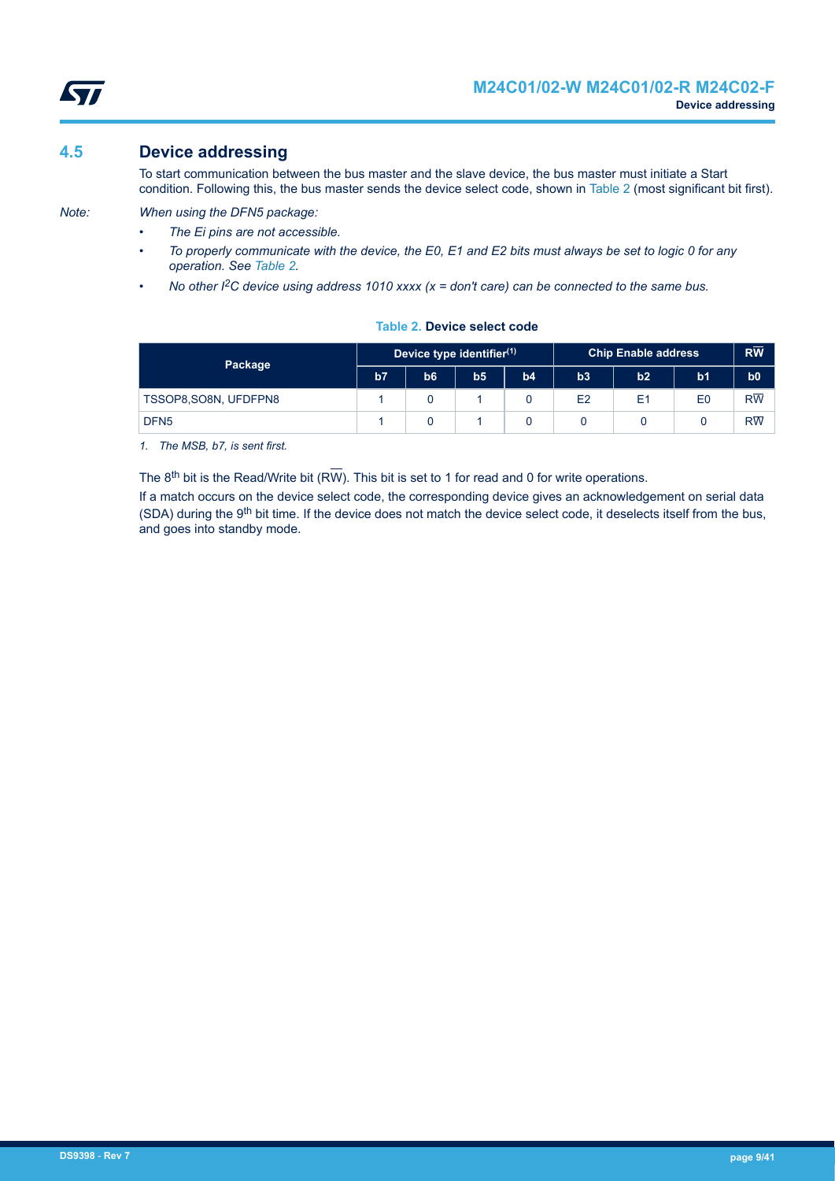## 4.5 Device addressing

To start communication between the bus master and the slave device, the bus master must initiate a Start condition. Following this, the bus master sends the device select code, shown in Table 2 (most significant bit first).

*Note: When using the DFN5 package:*

- *The Ei pins are not accessible.*
- *To properly communicate with the device, the E0, E1 and E2 bits must always be set to logic 0 for any operation. See Table 2.*
- *No other I²C device using address 1010 xxxx (x = don't care) can be connected to the same bus.*

**Table 2. Device select code**

| Package | Device type identifier(1) | | | | Chip Enable address | | | $R\overline{W}$ |
|---|---|---|---|---|---|---|---|---|
| | b7 | b6 | b5 | b4 | b3 | b2 | b1 | b0 |
| TSSOP8,SO8N, UFDFPN8 | 1 | 0 | 1 | 0 | E2 | E1 | E0 | $R\overline{W}$ |
| DFN5 | 1 | 0 | 1 | 0 | 0 | 0 | 0 | $R\overline{W}$ |

*1. The MSB, b7, is sent first.*

The 8th bit is the Read/Write bit ($R\overline{W}$). This bit is set to 1 for read and 0 for write operations.

If a match occurs on the device select code, the corresponding device gives an acknowledgement on serial data (SDA) during the 9th bit time. If the device does not match the device select code, it deselects itself from the bus, and goes into standby mode.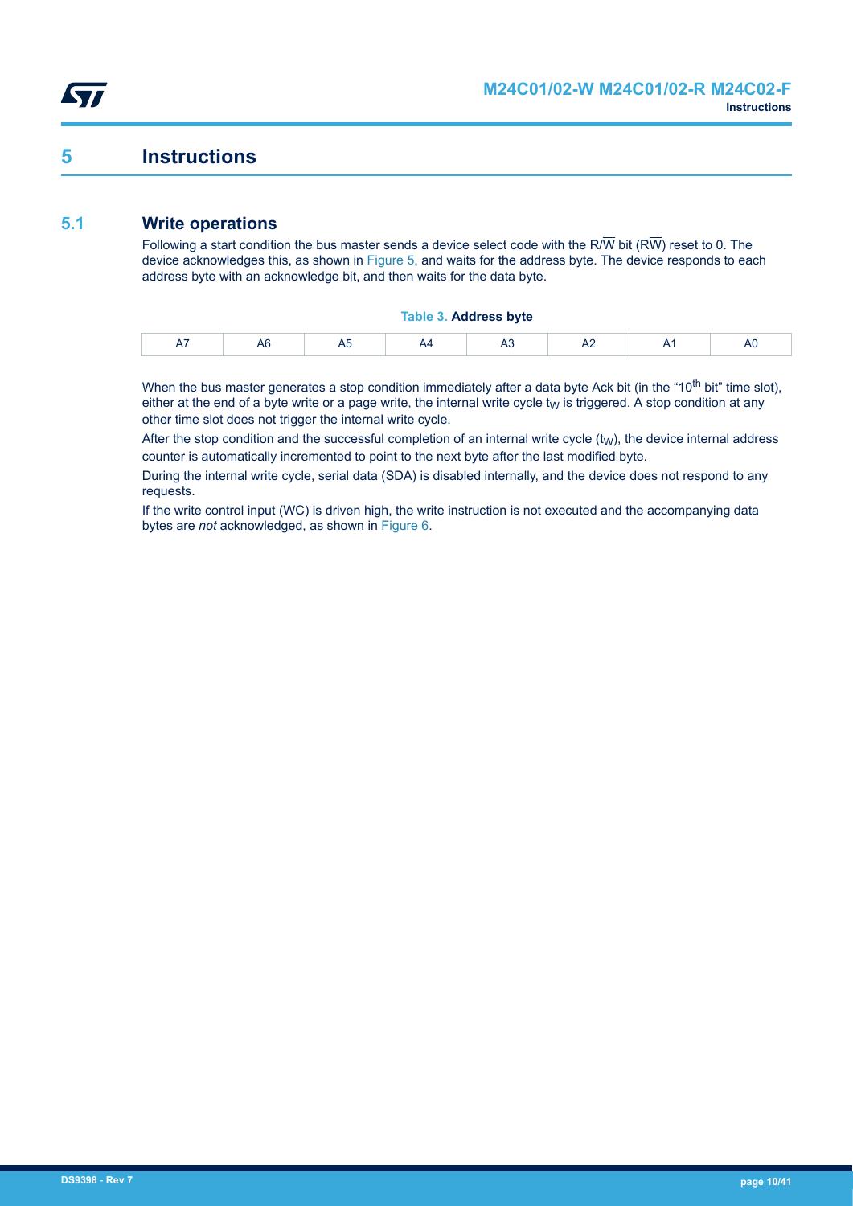# 5 Instructions

## 5.1 Write operations

Following a start condition the bus master sends a device select code with the $R/\overline{W}$ bit ($R\overline{W}$) reset to 0. The device acknowledges this, as shown in Figure 5, and waits for the address byte. The device responds to each address byte with an acknowledge bit, and then waits for the data byte.

**Table 3. Address byte**

| A7 | A6 | A5 | A4 | A3 | A2 | A1 | A0 |
|---|---|---|---|---|---|---|---|

When the bus master generates a stop condition immediately after a data byte Ack bit (in the "$10^{th}$ bit" time slot), either at the end of a byte write or a page write, the internal write cycle $t_W$ is triggered. A stop condition at any other time slot does not trigger the internal write cycle.

After the stop condition and the successful completion of an internal write cycle ($t_W$), the device internal address counter is automatically incremented to point to the next byte after the last modified byte.

During the internal write cycle, serial data (SDA) is disabled internally, and the device does not respond to any requests.

If the write control input ($\overline{WC}$) is driven high, the write instruction is not executed and the accompanying data bytes are *not* acknowledged, as shown in Figure 6.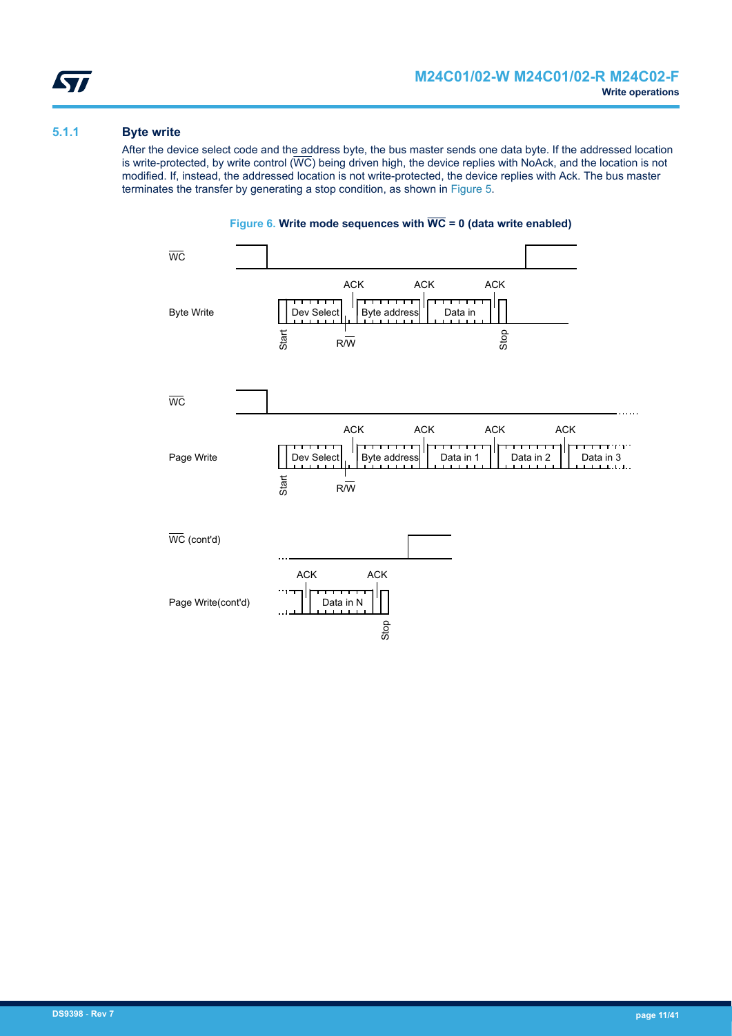### 5.1.1 Byte write

After the device select code and the address byte, the bus master sends one data byte. If the addressed location is write-protected, by write control ($\overline{WC}$) being driven high, the device replies with NoAck, and the location is not modified. If, instead, the addressed location is not write-protected, the device replies with Ack. The bus master terminates the transfer by generating a stop condition, as shown in Figure 5.

**Figure 6.** **Write mode sequences with $\overline{WC}$ = 0 (data write enabled)**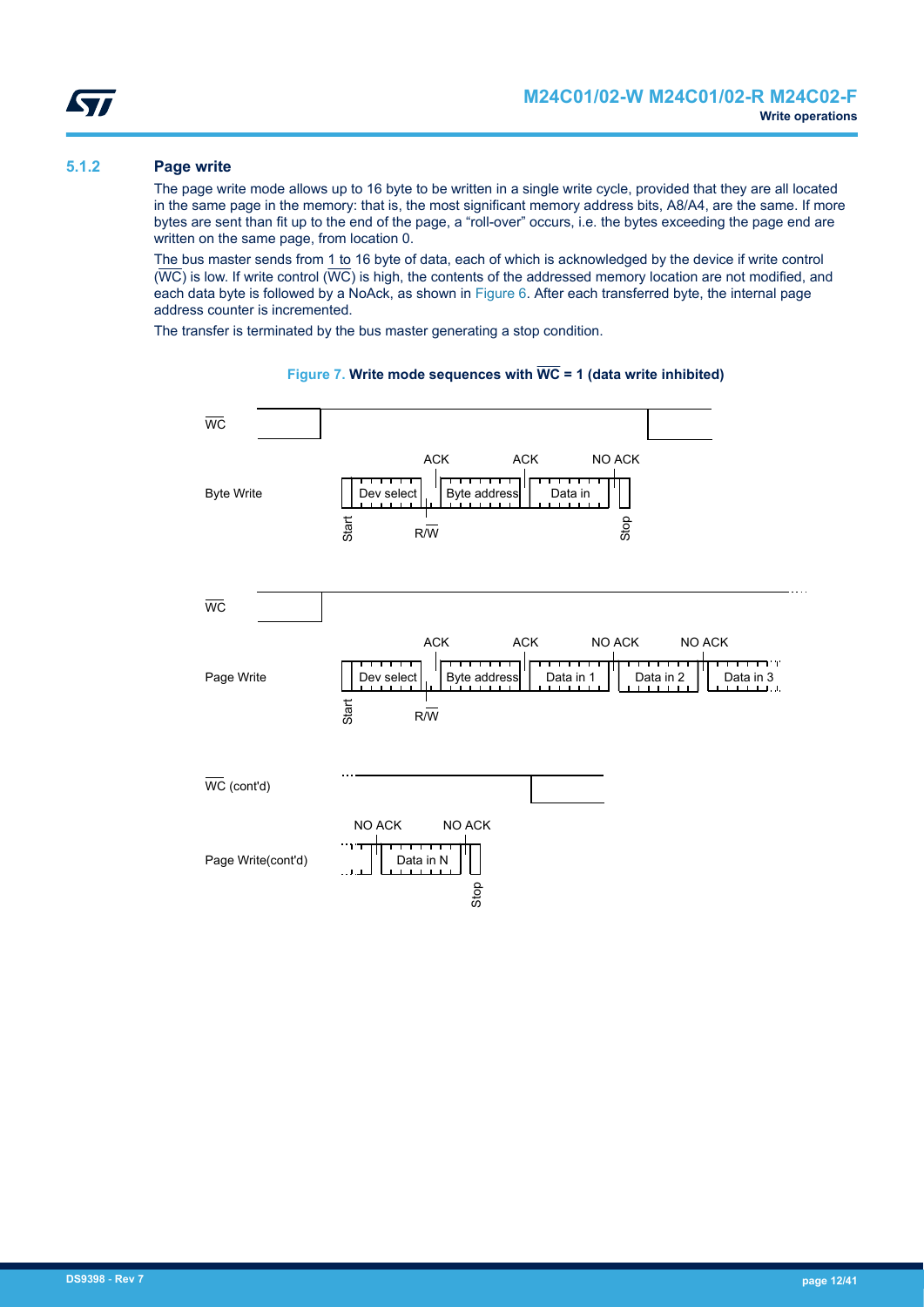### 5.1.2 Page write

The page write mode allows up to 16 byte to be written in a single write cycle, provided that they are all located in the same page in the memory: that is, the most significant memory address bits, A8/A4, are the same. If more bytes are sent than fit up to the end of the page, a “roll-over” occurs, i.e. the bytes exceeding the page end are written on the same page, from location 0.

The bus master sends from 1 to 16 byte of data, each of which is acknowledged by the device if write control ($\overline{WC}$) is low. If write control ($\overline{WC}$) is high, the contents of the addressed memory location are not modified, and each data byte is followed by a NoAck, as shown in Figure 6. After each transferred byte, the internal page address counter is incremented.

The transfer is terminated by the bus master generating a stop condition.

**Figure 7. Write mode sequences with $\overline{WC}$ = 1 (data write inhibited)**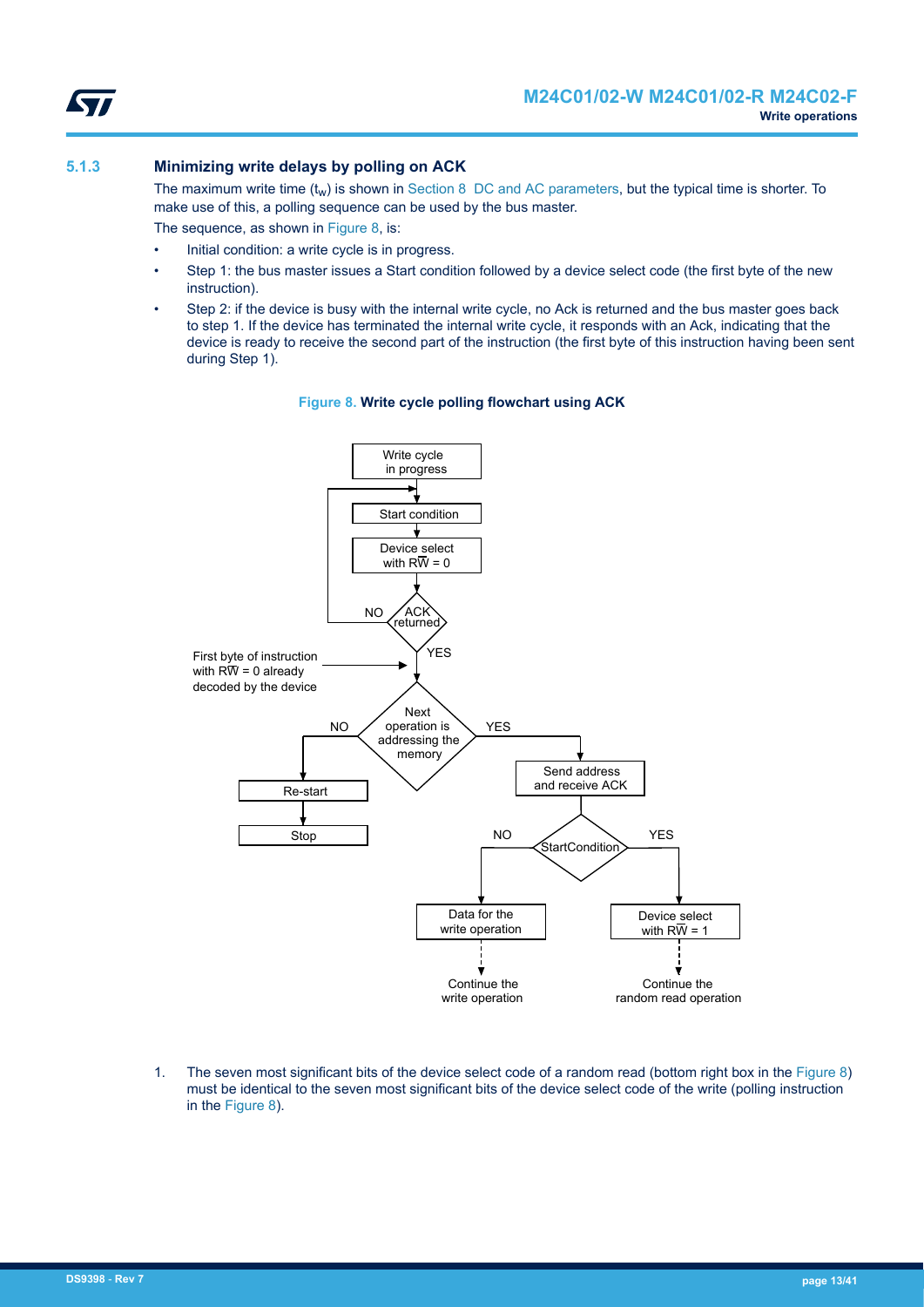### 5.1.3 Minimizing write delays by polling on ACK

The maximum write time ($t_w$) is shown in Section 8 DC and AC parameters, but the typical time is shorter. To make use of this, a polling sequence can be used by the bus master.

The sequence, as shown in Figure 8, is:

- Initial condition: a write cycle is in progress.
- Step 1: the bus master issues a Start condition followed by a device select code (the first byte of the new instruction).
- Step 2: if the device is busy with the internal write cycle, no Ack is returned and the bus master goes back to step 1. If the device has terminated the internal write cycle, it responds with an Ack, indicating that the device is ready to receive the second part of the instruction (the first byte of this instruction having been sent during Step 1).

**Figure 8. Write cycle polling flowchart using ACK**

Write cycle in progress

Start condition

Device select with $R\overline{W}$ = 0

ACK returned — NO / YES

First byte of instruction with $R\overline{W}$ = 0 already decoded by the device

Next operation is addressing the memory — NO / YES

Re-start

Stop

Send address and receive ACK

StartCondition — NO / YES

Data for the write operation

Device select with $R\overline{W}$ = 1

Continue the write operation

Continue the random read operation

1. The seven most significant bits of the device select code of a random read (bottom right box in the Figure 8) must be identical to the seven most significant bits of the device select code of the write (polling instruction in the Figure 8).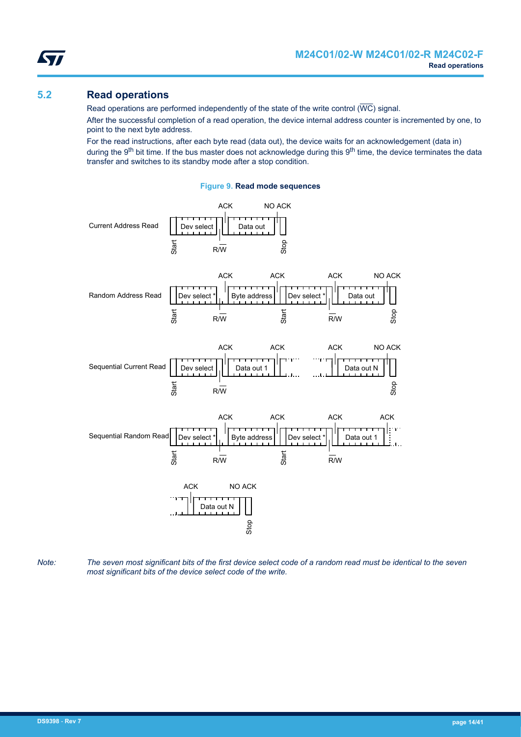## 5.2 Read operations

Read operations are performed independently of the state of the write control ($\overline{WC}$) signal.

After the successful completion of a read operation, the device internal address counter is incremented by one, to point to the next byte address.

For the read instructions, after each byte read (data out), the device waits for an acknowledgement (data in) during the 9th bit time. If the bus master does not acknowledge during this 9th time, the device terminates the data transfer and switches to its standby mode after a stop condition.

**Figure 9. Read mode sequences**

*Note: The seven most significant bits of the first device select code of a random read must be identical to the seven most significant bits of the device select code of the write.*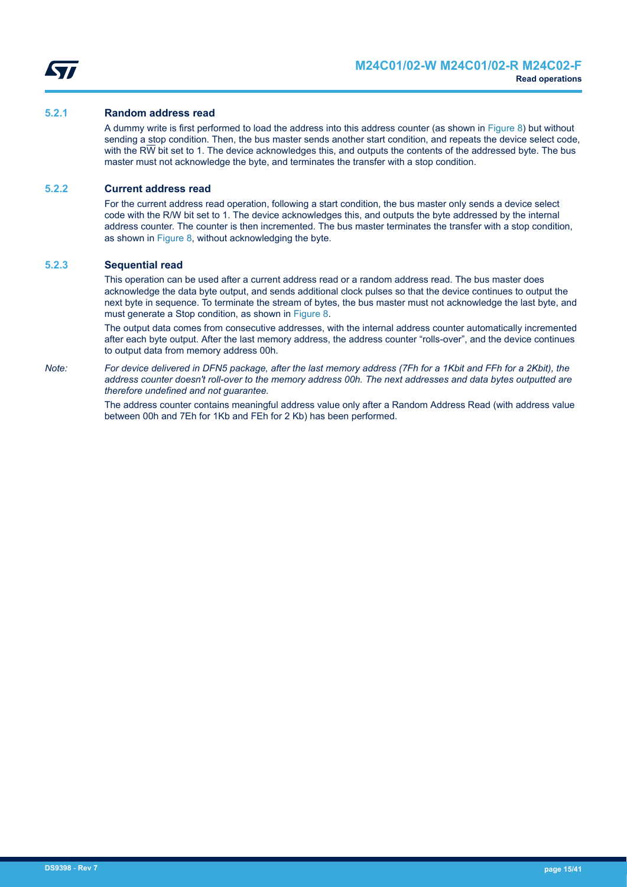### 5.2.1 Random address read

A dummy write is first performed to load the address into this address counter (as shown in Figure 8) but without sending a stop condition. Then, the bus master sends another start condition, and repeats the device select code, with the $R\overline{W}$ bit set to 1. The device acknowledges this, and outputs the contents of the addressed byte. The bus master must not acknowledge the byte, and terminates the transfer with a stop condition.

### 5.2.2 Current address read

For the current address read operation, following a start condition, the bus master only sends a device select code with the R/W bit set to 1. The device acknowledges this, and outputs the byte addressed by the internal address counter. The counter is then incremented. The bus master terminates the transfer with a stop condition, as shown in Figure 8, without acknowledging the byte.

### 5.2.3 Sequential read

This operation can be used after a current address read or a random address read. The bus master does acknowledge the data byte output, and sends additional clock pulses so that the device continues to output the next byte in sequence. To terminate the stream of bytes, the bus master must not acknowledge the last byte, and must generate a Stop condition, as shown in Figure 8.

The output data comes from consecutive addresses, with the internal address counter automatically incremented after each byte output. After the last memory address, the address counter "rolls-over", and the device continues to output data from memory address 00h.

*Note: For device delivered in DFN5 package, after the last memory address (7Fh for a 1Kbit and FFh for a 2Kbit), the address counter doesn't roll-over to the memory address 00h. The next addresses and data bytes outputted are therefore undefined and not guarantee.*

The address counter contains meaningful address value only after a Random Address Read (with address value between 00h and 7Eh for 1Kb and FEh for 2 Kb) has been performed.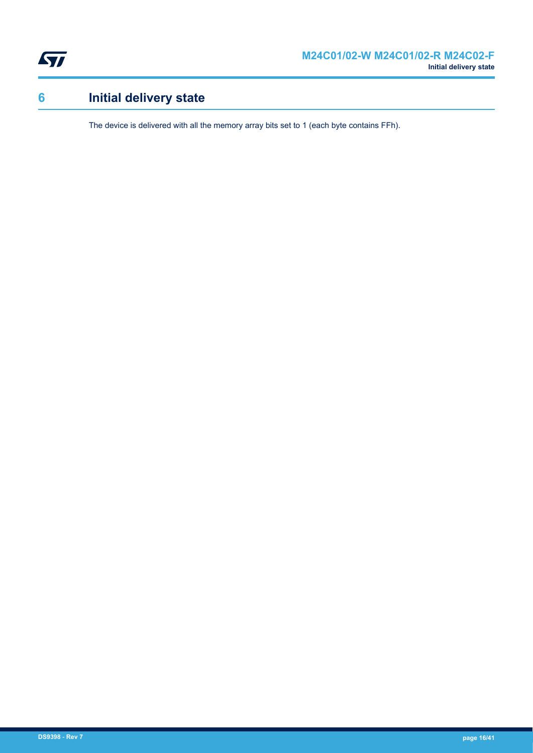# 6 Initial delivery state

The device is delivered with all the memory array bits set to 1 (each byte contains FFh).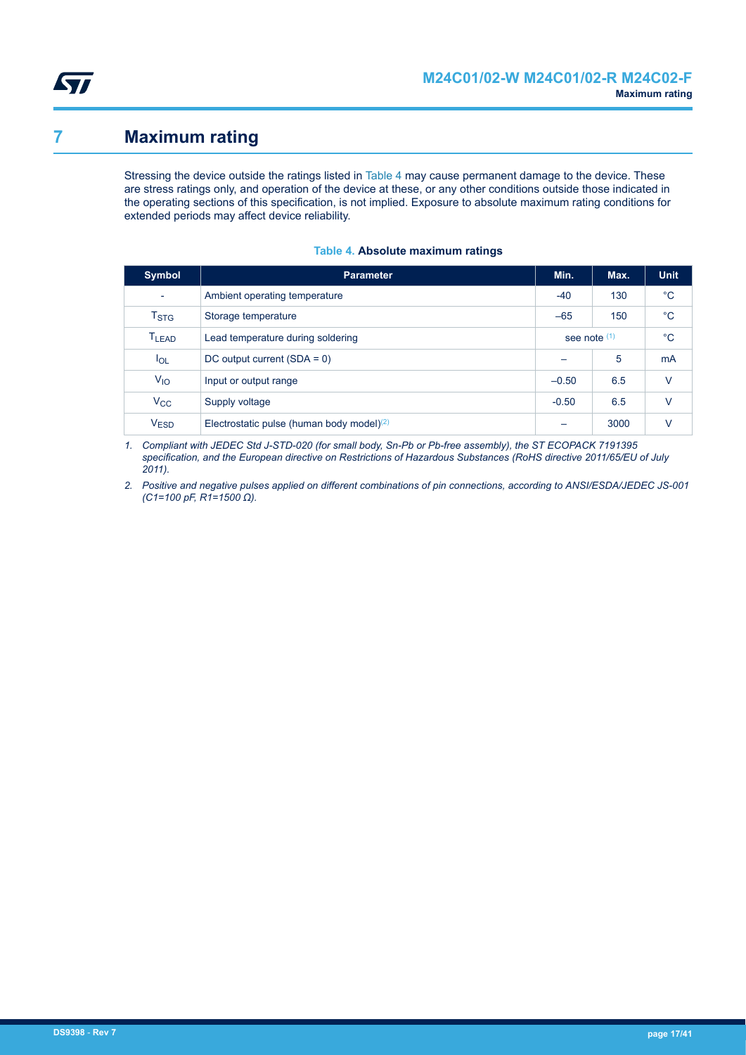# 7 Maximum rating

Stressing the device outside the ratings listed in Table 4 may cause permanent damage to the device. These are stress ratings only, and operation of the device at these, or any other conditions outside those indicated in the operating sections of this specification, is not implied. Exposure to absolute maximum rating conditions for extended periods may affect device reliability.

**Table 4. Absolute maximum ratings**

| Symbol | Parameter | Min. | Max. | Unit |
|---|---|---|---|---|
| - | Ambient operating temperature | -40 | 130 | °C |
| $T_{STG}$ | Storage temperature | –65 | 150 | °C |
| $T_{LEAD}$ | Lead temperature during soldering | see note (1) | | °C |
| $I_{OL}$ | DC output current (SDA = 0) | – | 5 | mA |
| $V_{IO}$ | Input or output range | –0.50 | 6.5 | V |
| $V_{CC}$ | Supply voltage | -0.50 | 6.5 | V |
| $V_{ESD}$ | Electrostatic pulse (human body model)(2) | – | 3000 | V |

*1. Compliant with JEDEC Std J-STD-020 (for small body, Sn-Pb or Pb-free assembly), the ST ECOPACK 7191395 specification, and the European directive on Restrictions of Hazardous Substances (RoHS directive 2011/65/EU of July 2011).*

*2. Positive and negative pulses applied on different combinations of pin connections, according to ANSI/ESDA/JEDEC JS-001 (C1=100 pF, R1=1500 Ω).*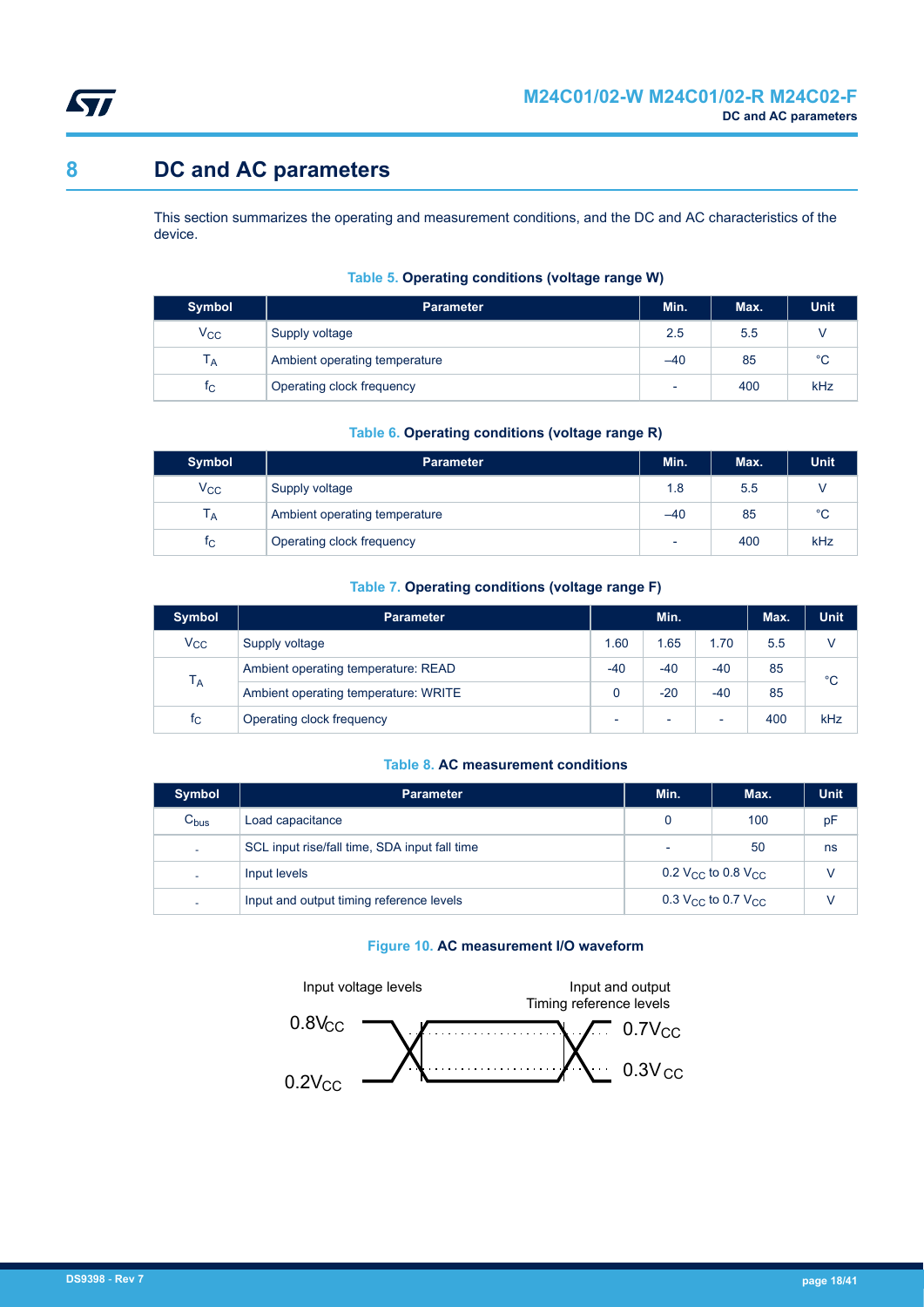# 8 DC and AC parameters

This section summarizes the operating and measurement conditions, and the DC and AC characteristics of the device.

**Table 5. Operating conditions (voltage range W)**

| Symbol | Parameter | Min. | Max. | Unit |
|---|---|---|---|---|
| $V_{CC}$ | Supply voltage | 2.5 | 5.5 | V |
| $T_A$ | Ambient operating temperature | –40 | 85 | °C |
| $f_C$ | Operating clock frequency | - | 400 | kHz |

**Table 6. Operating conditions (voltage range R)**

| Symbol | Parameter | Min. | Max. | Unit |
|---|---|---|---|---|
| $V_{CC}$ | Supply voltage | 1.8 | 5.5 | V |
| $T_A$ | Ambient operating temperature | –40 | 85 | °C |
| $f_C$ | Operating clock frequency | - | 400 | kHz |

**Table 7. Operating conditions (voltage range F)**

| Symbol | Parameter | Min. | | | Max. | Unit |
|---|---|---|---|---|---|---|
| $V_{CC}$ | Supply voltage | 1.60 | 1.65 | 1.70 | 5.5 | V |
| $T_A$ | Ambient operating temperature: READ | -40 | -40 | -40 | 85 | °C |
| | Ambient operating temperature: WRITE | 0 | -20 | -40 | 85 | |
| $f_C$ | Operating clock frequency | - | - | - | 400 | kHz |

**Table 8. AC measurement conditions**

| Symbol | Parameter | Min. | Max. | Unit |
|---|---|---|---|---|
| $C_{bus}$ | Load capacitance | 0 | 100 | pF |
| - | SCL input rise/fall time, SDA input fall time | - | 50 | ns |
| - | Input levels | 0.2 $V_{CC}$ to 0.8 $V_{CC}$ | | V |
| - | Input and output timing reference levels | 0.3 $V_{CC}$ to 0.7 $V_{CC}$ | | V |

**Figure 10. AC measurement I/O waveform**

Input voltage levels: $0.8V_{CC}$, $0.2V_{CC}$

Input and output Timing reference levels: $0.7V_{CC}$, $0.3V_{CC}$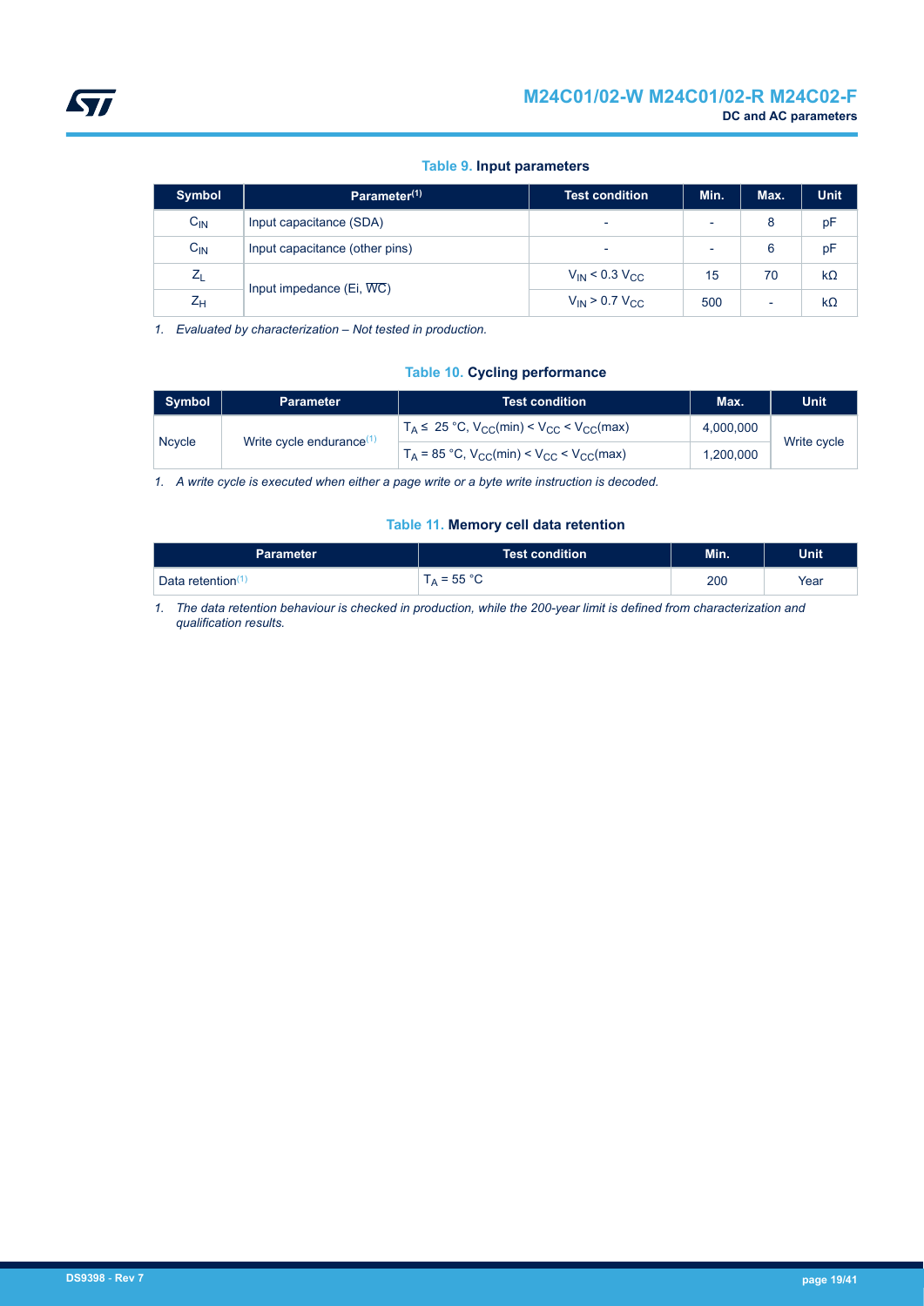**Table 9. Input parameters**

| Symbol | Parameter[1] | Test condition | Min. | Max. | Unit |
|---|---|---|---|---|---|
| $C_{IN}$ | Input capacitance (SDA) | - | - | 8 | pF |
| $C_{IN}$ | Input capacitance (other pins) | - | - | 6 | pF |
| $Z_L$ | Input impedance (Ei, $\overline{WC}$) | $V_{IN} < 0.3\ V_{CC}$ | 15 | 70 | kΩ |
| $Z_H$ | | $V_{IN} > 0.7\ V_{CC}$ | 500 | - | kΩ |

1. *Evaluated by characterization – Not tested in production.*

**Table 10. Cycling performance**

| Symbol | Parameter | Test condition | Max. | Unit |
|---|---|---|---|---|
| Ncycle | Write cycle endurance[1] | $T_A \leq 25\ °C$, $V_{CC}(min) < V_{CC} < V_{CC}(max)$ | 4,000,000 | Write cycle |
| | | $T_A = 85\ °C$, $V_{CC}(min) < V_{CC} < V_{CC}(max)$ | 1,200,000 | |

1. *A write cycle is executed when either a page write or a byte write instruction is decoded.*

**Table 11. Memory cell data retention**

| Parameter | Test condition | Min. | Unit |
|---|---|---|---|
| Data retention[1] | $T_A = 55\ °C$ | 200 | Year |

1. *The data retention behaviour is checked in production, while the 200-year limit is defined from characterization and qualification results.*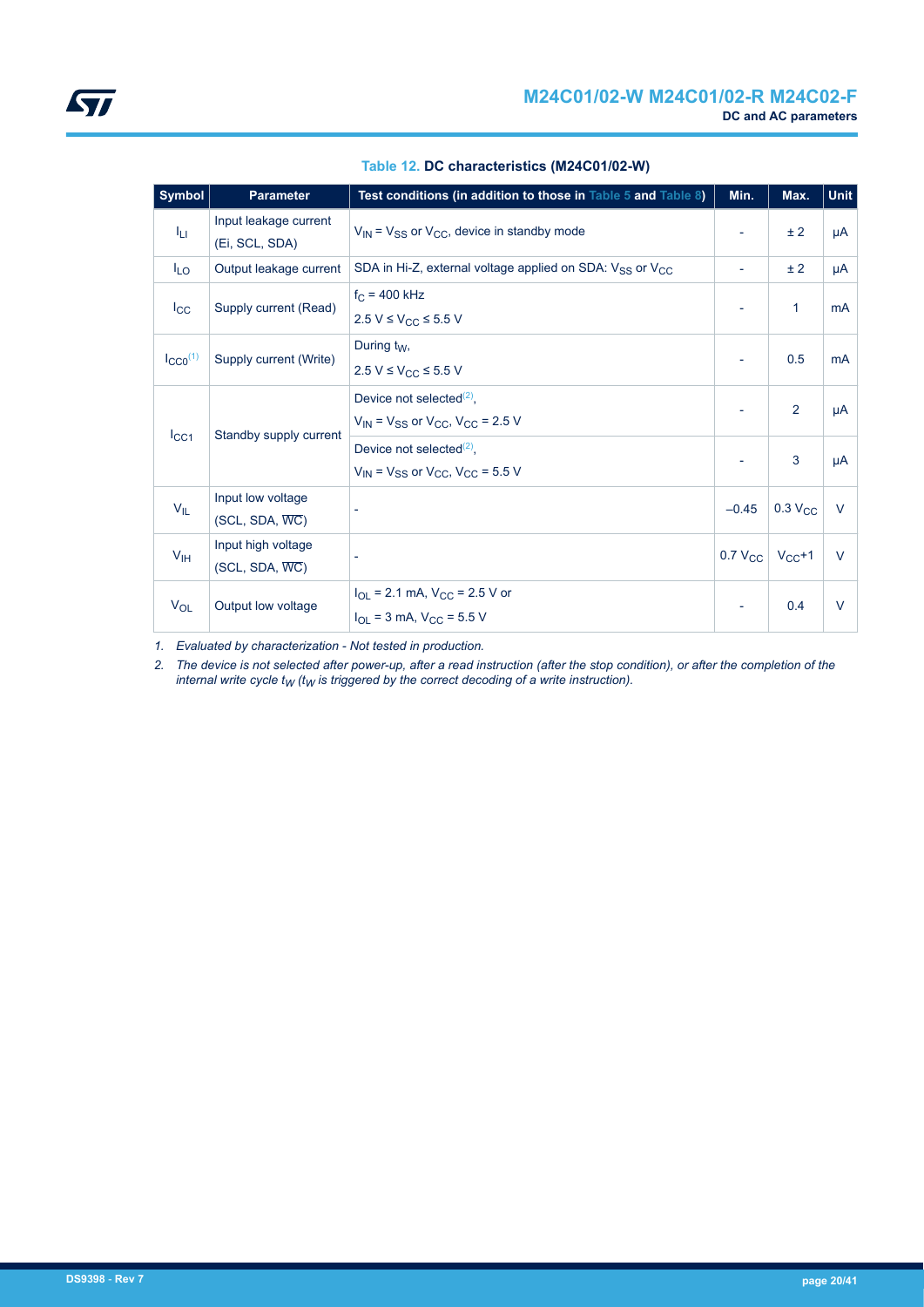**Table 12. DC characteristics (M24C01/02-W)**

| Symbol | Parameter | Test conditions (in addition to those in Table 5 and Table 8) | Min. | Max. | Unit |
|---|---|---|---|---|---|
| $I_{LI}$ | Input leakage current (Ei, SCL, SDA) | $V_{IN} = V_{SS}$ or $V_{CC}$, device in standby mode | - | ± 2 | µA |
| $I_{LO}$ | Output leakage current | SDA in Hi-Z, external voltage applied on SDA: $V_{SS}$ or $V_{CC}$ | - | ± 2 | µA |
| $I_{CC}$ | Supply current (Read) | $f_C$ = 400 kHz<br>2.5 V ≤ $V_{CC}$ ≤ 5.5 V | - | 1 | mA |
| $I_{CC0}$[(1)] | Supply current (Write) | During $t_W$,<br>2.5 V ≤ $V_{CC}$ ≤ 5.5 V | - | 0.5 | mA |
| $I_{CC1}$ | Standby supply current | Device not selected[(2)],<br>$V_{IN} = V_{SS}$ or $V_{CC}$, $V_{CC}$ = 2.5 V | - | 2 | µA |
| | | Device not selected[(2)],<br>$V_{IN} = V_{SS}$ or $V_{CC}$, $V_{CC}$ = 5.5 V | - | 3 | µA |
| $V_{IL}$ | Input low voltage (SCL, SDA, $\overline{WC}$) | - | –0.45 | 0.3 $V_{CC}$ | V |
| $V_{IH}$ | Input high voltage (SCL, SDA, $\overline{WC}$) | - | 0.7 $V_{CC}$ | $V_{CC}$+1 | V |
| $V_{OL}$ | Output low voltage | $I_{OL}$ = 2.1 mA, $V_{CC}$ = 2.5 V or<br>$I_{OL}$ = 3 mA, $V_{CC}$ = 5.5 V | - | 0.4 | V |

1. *Evaluated by characterization - Not tested in production.*
2. *The device is not selected after power-up, after a read instruction (after the stop condition), or after the completion of the internal write cycle $t_W$ ($t_W$ is triggered by the correct decoding of a write instruction).*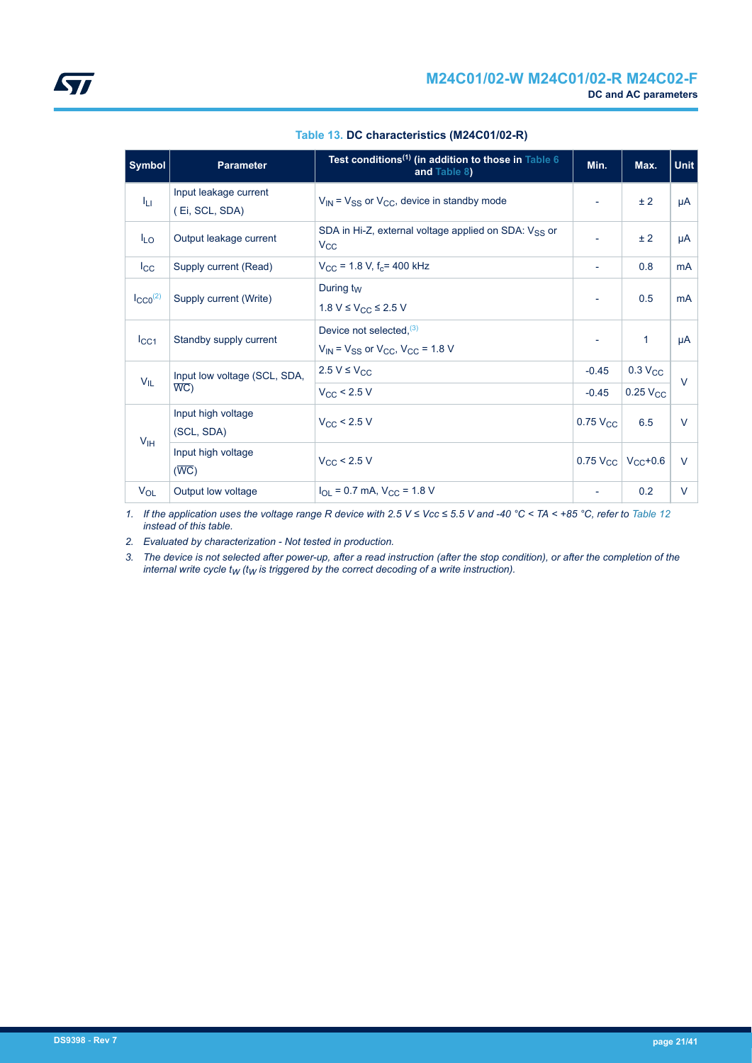**Table 13. DC characteristics (M24C01/02-R)**

| Symbol | Parameter | Test conditions[1] (in addition to those in Table 6 and Table 8) | Min. | Max. | Unit |
|---|---|---|---|---|---|
| $I_{LI}$ | Input leakage current ( Ei, SCL, SDA) | $V_{IN} = V_{SS}$ or $V_{CC}$, device in standby mode | - | ± 2 | µA |
| $I_{LO}$ | Output leakage current | SDA in Hi-Z, external voltage applied on SDA: $V_{SS}$ or $V_{CC}$ | - | ± 2 | µA |
| $I_{CC}$ | Supply current (Read) | $V_{CC}$ = 1.8 V, $f_c$= 400 kHz | - | 0.8 | mA |
| $I_{CC0}$[2] | Supply current (Write) | During $t_W$ 1.8 V ≤ $V_{CC}$ ≤ 2.5 V | - | 0.5 | mA |
| $I_{CC1}$ | Standby supply current | Device not selected,[3] $V_{IN} = V_{SS}$ or $V_{CC}$, $V_{CC}$ = 1.8 V | - | 1 | µA |
| $V_{IL}$ | Input low voltage (SCL, SDA, $\overline{WC}$) | 2.5 V ≤ $V_{CC}$ | -0.45 | 0.3 $V_{CC}$ | V |
| | | $V_{CC}$ < 2.5 V | -0.45 | 0.25 $V_{CC}$ | |
| $V_{IH}$ | Input high voltage (SCL, SDA) | $V_{CC}$ < 2.5 V | 0.75 $V_{CC}$ | 6.5 | V |
| | Input high voltage ($\overline{WC}$) | $V_{CC}$ < 2.5 V | 0.75 $V_{CC}$ | $V_{CC}$+0.6 | V |
| $V_{OL}$ | Output low voltage | $I_{OL}$ = 0.7 mA, $V_{CC}$ = 1.8 V | - | 0.2 | V |

1. *If the application uses the voltage range R device with 2.5 V ≤ Vcc ≤ 5.5 V and -40 °C < TA < +85 °C, refer to Table 12 instead of this table.*
2. *Evaluated by characterization - Not tested in production.*
3. *The device is not selected after power-up, after a read instruction (after the stop condition), or after the completion of the internal write cycle $t_W$ ($t_W$ is triggered by the correct decoding of a write instruction).*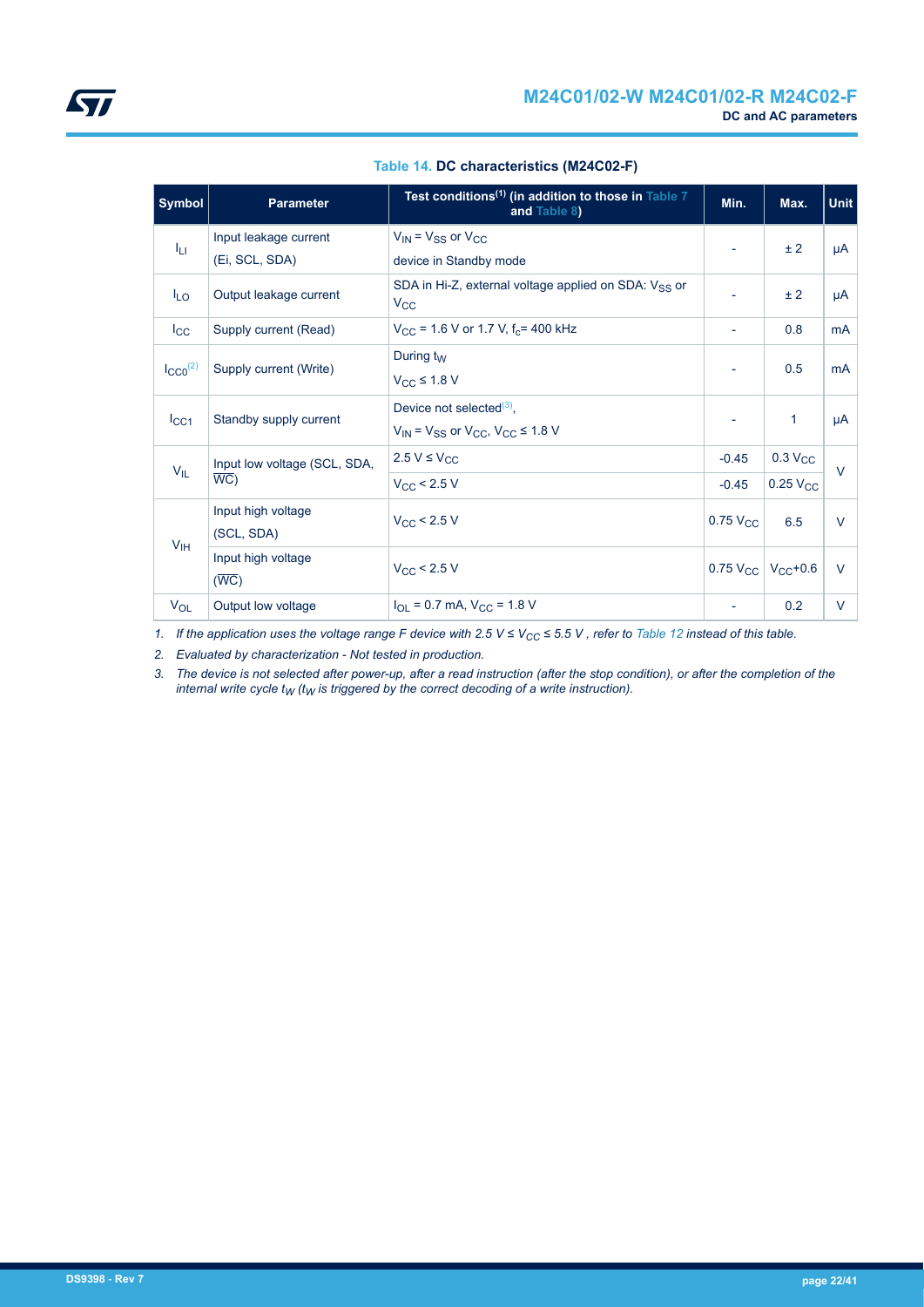Table 14. **DC characteristics (M24C02-F)**

| Symbol | Parameter | Test conditions(1) (in addition to those in Table 7 and Table 8) | Min. | Max. | Unit |
|---|---|---|---|---|---|
| $I_{LI}$ | Input leakage current (Ei, SCL, SDA) | $V_{IN} = V_{SS}$ or $V_{CC}$ device in Standby mode | - | ± 2 | µA |
| $I_{LO}$ | Output leakage current | SDA in Hi-Z, external voltage applied on SDA: $V_{SS}$ or $V_{CC}$ | - | ± 2 | µA |
| $I_{CC}$ | Supply current (Read) | $V_{CC}$ = 1.6 V or 1.7 V, $f_c$= 400 kHz | - | 0.8 | mA |
| $I_{CC0}$(2) | Supply current (Write) | During $t_W$ $V_{CC} \leq 1.8$ V | - | 0.5 | mA |
| $I_{CC1}$ | Standby supply current | Device not selected(3), $V_{IN} = V_{SS}$ or $V_{CC}$, $V_{CC} \leq 1.8$ V | - | 1 | µA |
| $V_{IL}$ | Input low voltage (SCL, SDA, $\overline{WC}$) | 2.5 V ≤ $V_{CC}$ | -0.45 | 0.3 $V_{CC}$ | V |
| | | $V_{CC}$ < 2.5 V | -0.45 | 0.25 $V_{CC}$ | |
| $V_{IH}$ | Input high voltage (SCL, SDA) | $V_{CC}$ < 2.5 V | 0.75 $V_{CC}$ | 6.5 | V |
| | Input high voltage ($\overline{WC}$) | $V_{CC}$ < 2.5 V | 0.75 $V_{CC}$ | $V_{CC}$+0.6 | V |
| $V_{OL}$ | Output low voltage | $I_{OL}$ = 0.7 mA, $V_{CC}$ = 1.8 V | - | 0.2 | V |

1. *If the application uses the voltage range F device with 2.5 V ≤ $V_{CC}$ ≤ 5.5 V , refer to Table 12 instead of this table.*
2. *Evaluated by characterization - Not tested in production.*
3. *The device is not selected after power-up, after a read instruction (after the stop condition), or after the completion of the internal write cycle $t_W$ ($t_W$ is triggered by the correct decoding of a write instruction).*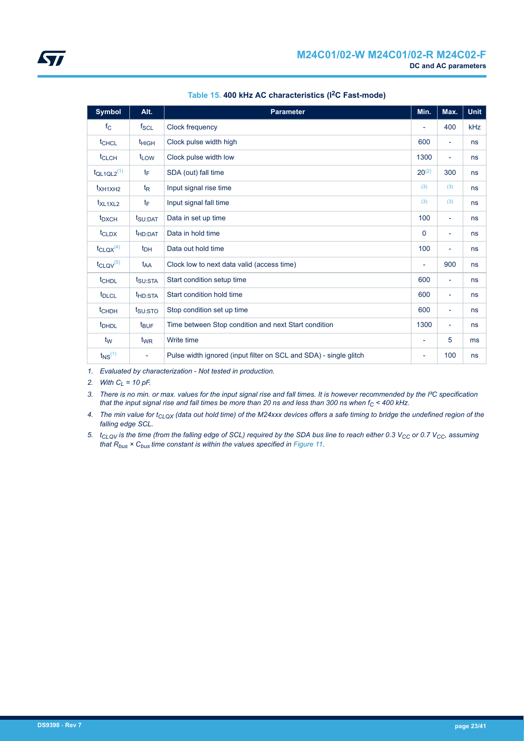**Table 15. 400 kHz AC characteristics ($I^2C$ Fast-mode)**

| Symbol | Alt. | Parameter | Min. | Max. | Unit |
|---|---|---|---|---|---|
| $f_C$ | $f_{SCL}$ | Clock frequency | - | 400 | kHz |
| $t_{CHCL}$ | $t_{HIGH}$ | Clock pulse width high | 600 | - | ns |
| $t_{CLCH}$ | $t_{LOW}$ | Clock pulse width low | 1300 | - | ns |
| $t_{QL1QL2}$ (1) | $t_F$ | SDA (out) fall time | 20 (2) | 300 | ns |
| $t_{XH1XH2}$ | $t_R$ | Input signal rise time | (3) | (3) | ns |
| $t_{XL1XL2}$ | $t_F$ | Input signal fall time | (3) | (3) | ns |
| $t_{DXCH}$ | $t_{SU:DAT}$ | Data in set up time | 100 | - | ns |
| $t_{CLDX}$ | $t_{HD:DAT}$ | Data in hold time | 0 | - | ns |
| $t_{CLQX}$ (4) | $t_{DH}$ | Data out hold time | 100 | - | ns |
| $t_{CLQV}$ (5) | $t_{AA}$ | Clock low to next data valid (access time) | - | 900 | ns |
| $t_{CHDL}$ | $t_{SU:STA}$ | Start condition setup time | 600 | - | ns |
| $t_{DLCL}$ | $t_{HD:STA}$ | Start condition hold time | 600 | - | ns |
| $t_{CHDH}$ | $t_{SU:STO}$ | Stop condition set up time | 600 | - | ns |
| $t_{DHDL}$ | $t_{BUF}$ | Time between Stop condition and next Start condition | 1300 | - | ns |
| $t_W$ | $t_{WR}$ | Write time | - | 5 | ms |
| $t_{NS}$ (1) | - | Pulse width ignored (input filter on SCL and SDA) - single glitch | - | 100 | ns |

1. *Evaluated by characterization - Not tested in production.*
2. *With $C_L$ = 10 pF.*
3. *There is no min. or max. values for the input signal rise and fall times. It is however recommended by the I²C specification that the input signal rise and fall times be more than 20 ns and less than 300 ns when $f_C$ < 400 kHz.*
4. *The min value for $t_{CLQX}$ (data out hold time) of the M24xxx devices offers a safe timing to bridge the undefined region of the falling edge SCL.*
5. *$t_{CLQV}$ is the time (from the falling edge of SCL) required by the SDA bus line to reach either 0.3 $V_{CC}$ or 0.7 $V_{CC}$, assuming that $R_{bus} \times C_{bus}$ time constant is within the values specified in Figure 11.*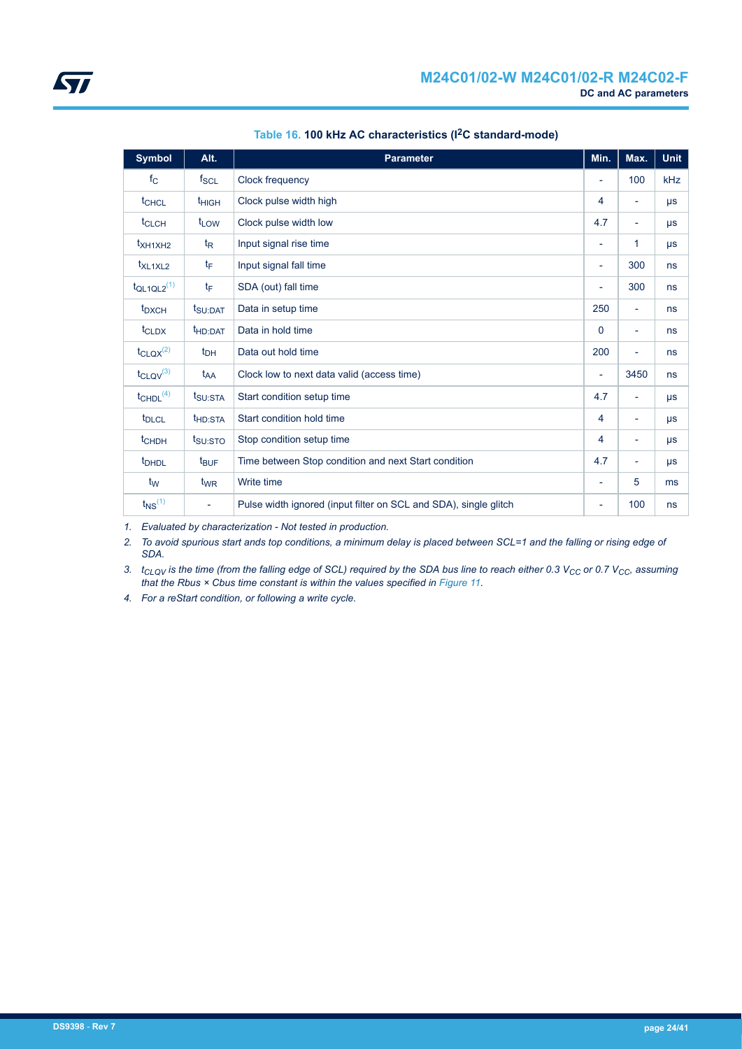**Table 16. 100 kHz AC characteristics (I²C standard-mode)**

| Symbol | Alt. | Parameter | Min. | Max. | Unit |
|---|---|---|---|---|---|
| $f_C$ | $f_{SCL}$ | Clock frequency | - | 100 | kHz |
| $t_{CHCL}$ | $t_{HIGH}$ | Clock pulse width high | 4 | - | µs |
| $t_{CLCH}$ | $t_{LOW}$ | Clock pulse width low | 4.7 | - | µs |
| $t_{XH1XH2}$ | $t_R$ | Input signal rise time | - | 1 | µs |
| $t_{XL1XL2}$ | $t_F$ | Input signal fall time | - | 300 | ns |
| $t_{QL1QL2}$ (1) | $t_F$ | SDA (out) fall time | - | 300 | ns |
| $t_{DXCH}$ | $t_{SU:DAT}$ | Data in setup time | 250 | - | ns |
| $t_{CLDX}$ | $t_{HD:DAT}$ | Data in hold time | 0 | - | ns |
| $t_{CLQX}$ (2) | $t_{DH}$ | Data out hold time | 200 | - | ns |
| $t_{CLQV}$ (3) | $t_{AA}$ | Clock low to next data valid (access time) | - | 3450 | ns |
| $t_{CHDL}$ (4) | $t_{SU:STA}$ | Start condition setup time | 4.7 | - | µs |
| $t_{DLCL}$ | $t_{HD:STA}$ | Start condition hold time | 4 | - | µs |
| $t_{CHDH}$ | $t_{SU:STO}$ | Stop condition setup time | 4 | - | µs |
| $t_{DHDL}$ | $t_{BUF}$ | Time between Stop condition and next Start condition | 4.7 | - | µs |
| $t_W$ | $t_{WR}$ | Write time | - | 5 | ms |
| $t_{NS}$ (1) | - | Pulse width ignored (input filter on SCL and SDA), single glitch | - | 100 | ns |

1. *Evaluated by characterization - Not tested in production.*
2. *To avoid spurious start ands top conditions, a minimum delay is placed between SCL=1 and the falling or rising edge of SDA.*
3. *$t_{CLQV}$ is the time (from the falling edge of SCL) required by the SDA bus line to reach either 0.3 $V_{CC}$ or 0.7 $V_{CC}$, assuming that the Rbus × Cbus time constant is within the values specified in Figure 11.*
4. *For a reStart condition, or following a write cycle.*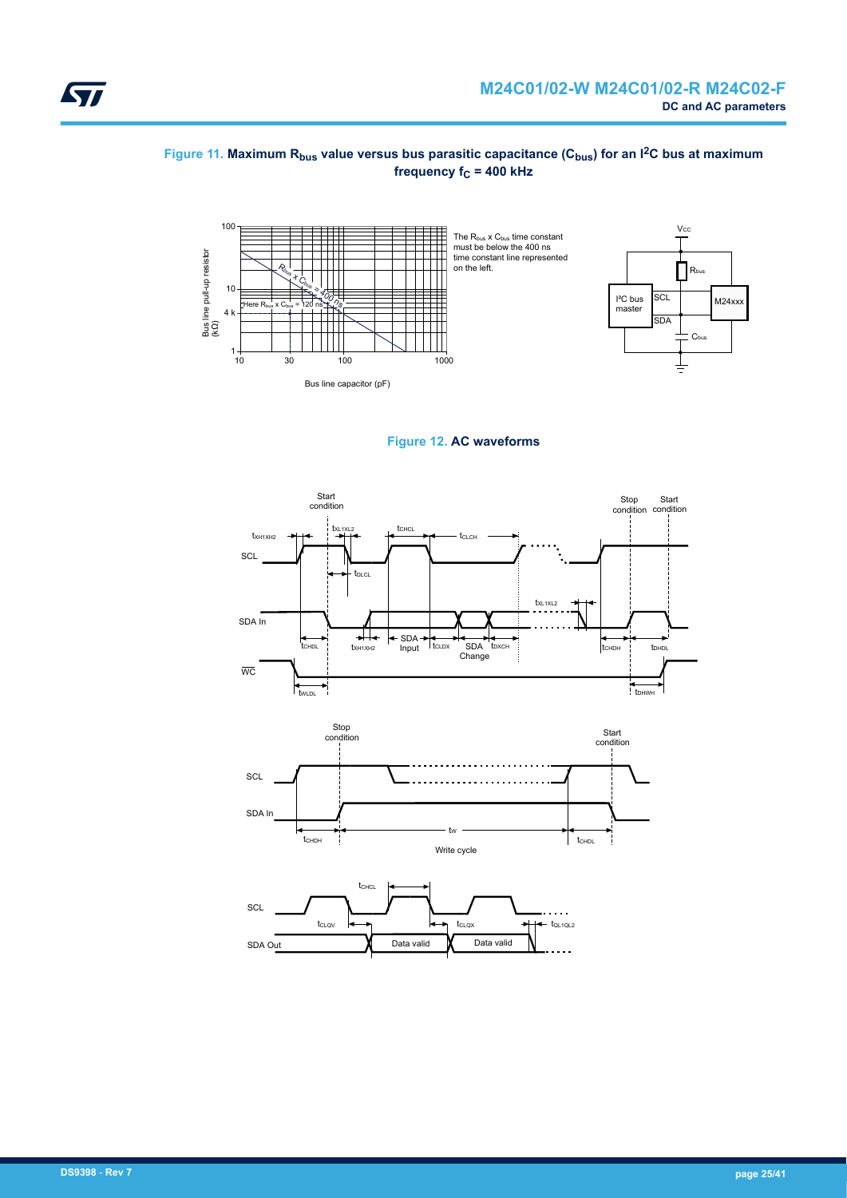**Figure 11. Maximum $R_{bus}$ value versus bus parasitic capacitance ($C_{bus}$) for an $I^2C$ bus at maximum frequency $f_C$ = 400 kHz**

The $R_{bus}$ x $C_{bus}$ time constant must be below the 400 ns time constant line represented on the left.

**Figure 12. AC waveforms**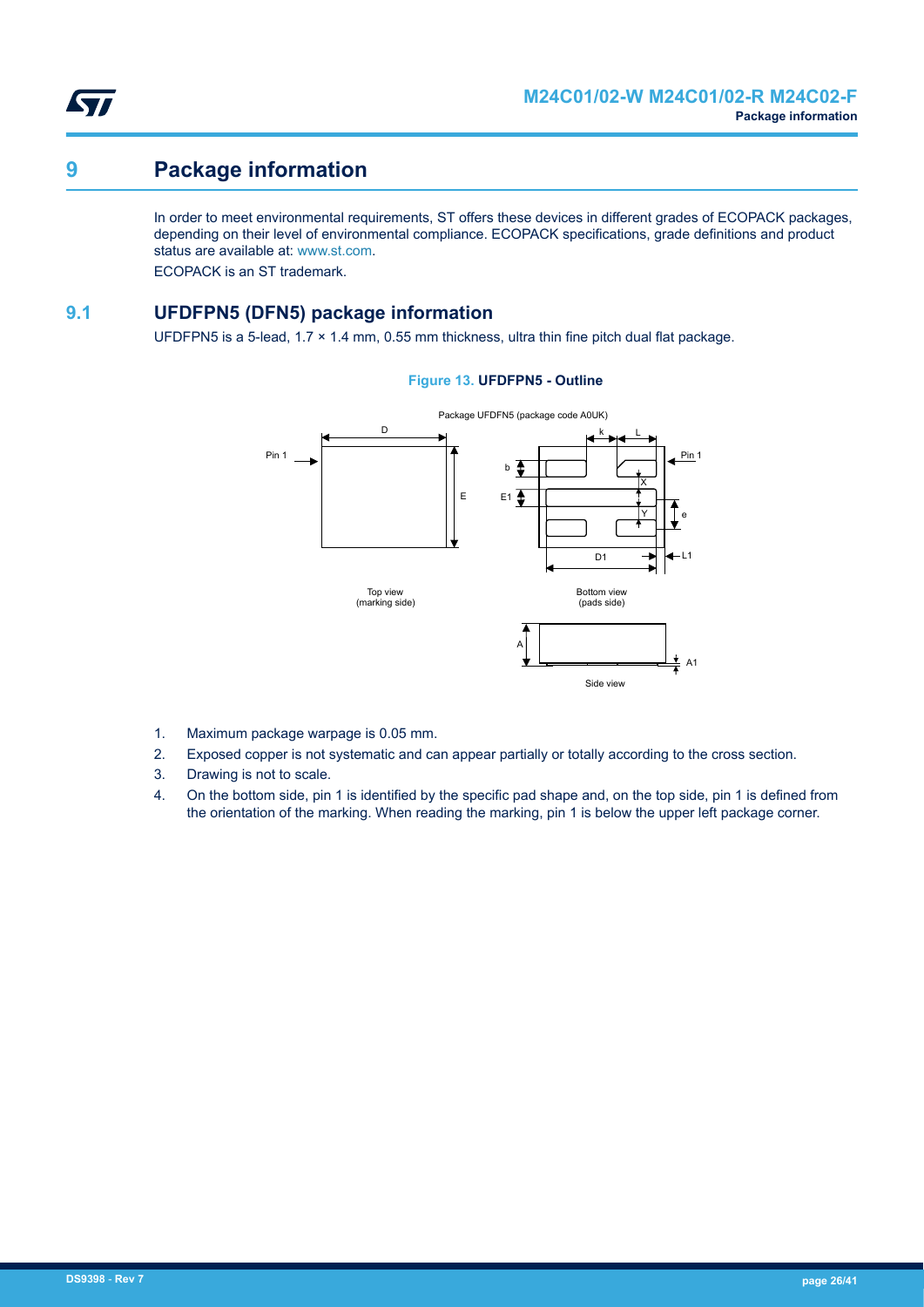# 9 Package information

In order to meet environmental requirements, ST offers these devices in different grades of ECOPACK packages, depending on their level of environmental compliance. ECOPACK specifications, grade definitions and product status are available at: www.st.com.

ECOPACK is an ST trademark.

## 9.1 UFDFPN5 (DFN5) package information

UFDFPN5 is a 5-lead, 1.7 × 1.4 mm, 0.55 mm thickness, ultra thin fine pitch dual flat package.

**Figure 13. UFDFPN5 - Outline**

1. Maximum package warpage is 0.05 mm.
2. Exposed copper is not systematic and can appear partially or totally according to the cross section.
3. Drawing is not to scale.
4. On the bottom side, pin 1 is identified by the specific pad shape and, on the top side, pin 1 is defined from the orientation of the marking. When reading the marking, pin 1 is below the upper left package corner.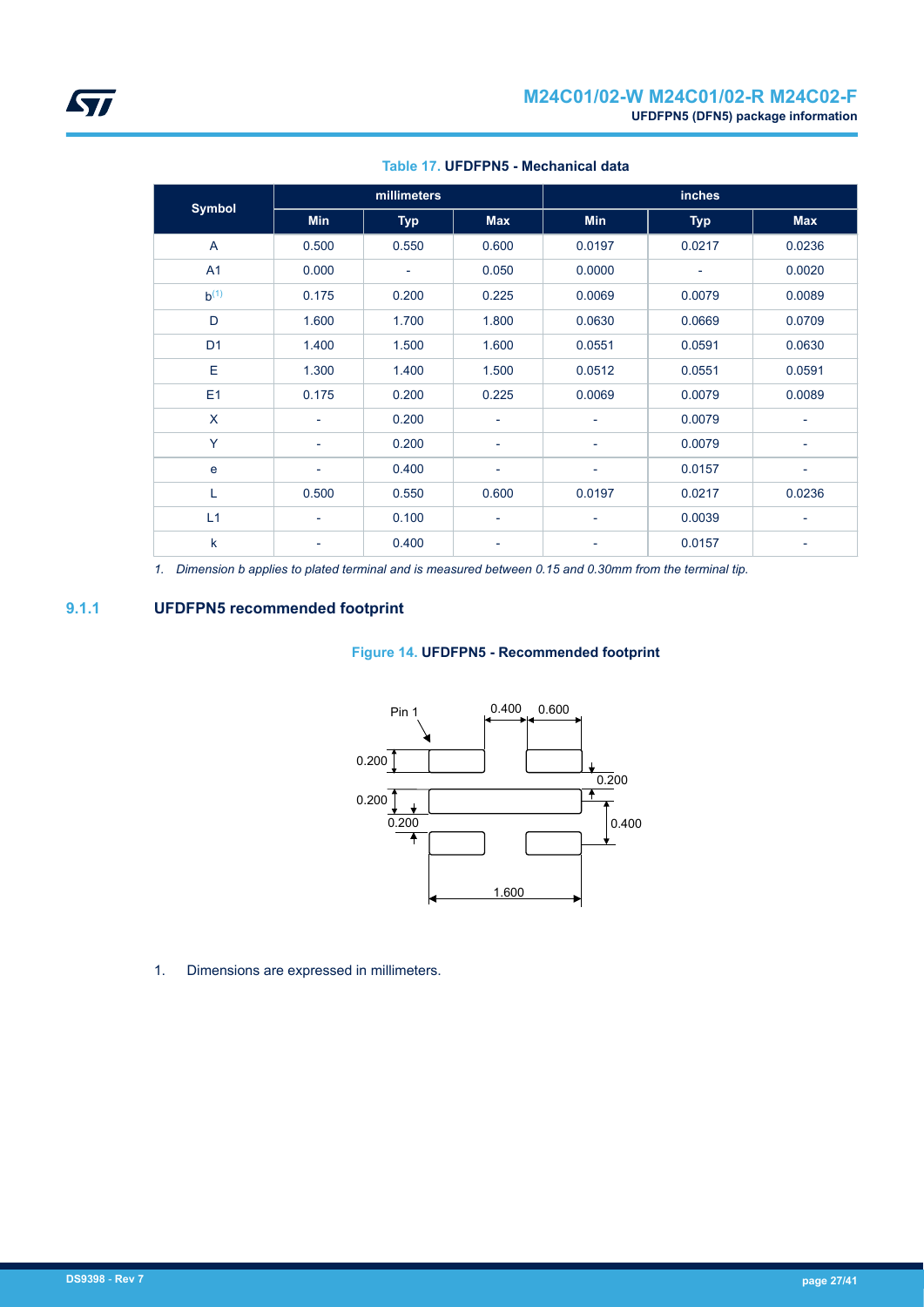**Table 17. UFDFPN5 - Mechanical data**

| Symbol | millimeters | | | inches | | |
|---|---|---|---|---|---|---|
| | Min | Typ | Max | Min | Typ | Max |
| A | 0.500 | 0.550 | 0.600 | 0.0197 | 0.0217 | 0.0236 |
| A1 | 0.000 | - | 0.050 | 0.0000 | - | 0.0020 |
| b[(1)] | 0.175 | 0.200 | 0.225 | 0.0069 | 0.0079 | 0.0089 |
| D | 1.600 | 1.700 | 1.800 | 0.0630 | 0.0669 | 0.0709 |
| D1 | 1.400 | 1.500 | 1.600 | 0.0551 | 0.0591 | 0.0630 |
| E | 1.300 | 1.400 | 1.500 | 0.0512 | 0.0551 | 0.0591 |
| E1 | 0.175 | 0.200 | 0.225 | 0.0069 | 0.0079 | 0.0089 |
| X | - | 0.200 | - | - | 0.0079 | - |
| Y | - | 0.200 | - | - | 0.0079 | - |
| e | - | 0.400 | - | - | 0.0157 | - |
| L | 0.500 | 0.550 | 0.600 | 0.0197 | 0.0217 | 0.0236 |
| L1 | - | 0.100 | - | - | 0.0039 | - |
| k | - | 0.400 | - | - | 0.0157 | - |

*1. Dimension b applies to plated terminal and is measured between 0.15 and 0.30mm from the terminal tip.*

### 9.1.1 UFDFPN5 recommended footprint

**Figure 14. UFDFPN5 - Recommended footprint**

1. Dimensions are expressed in millimeters.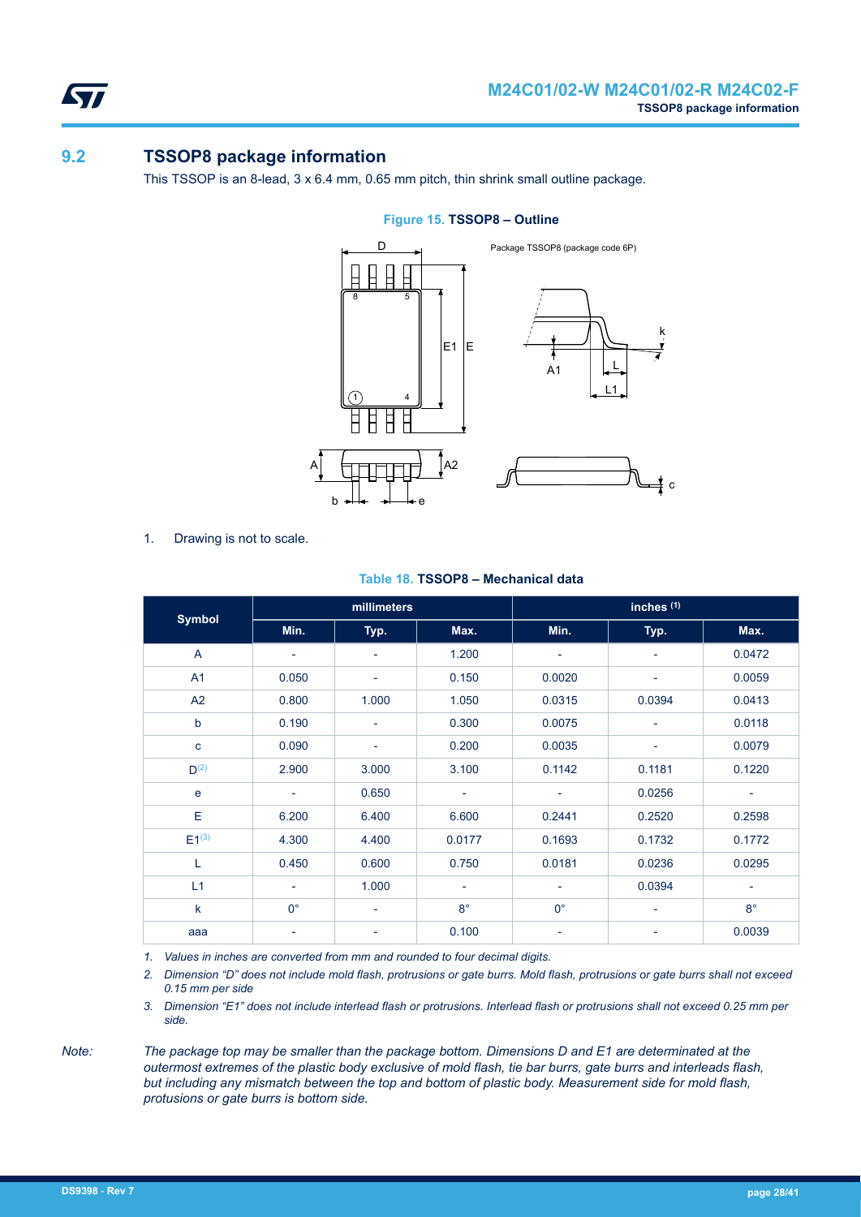## 9.2 TSSOP8 package information

This TSSOP is an 8-lead, 3 x 6.4 mm, 0.65 mm pitch, thin shrink small outline package.

**Figure 15. TSSOP8 – Outline**

1. Drawing is not to scale.

**Table 18. TSSOP8 – Mechanical data**

| Symbol | millimeters | | | inches (1) | | |
|---|---|---|---|---|---|---|
| | Min. | Typ. | Max. | Min. | Typ. | Max. |
| A | - | - | 1.200 | - | - | 0.0472 |
| A1 | 0.050 | - | 0.150 | 0.0020 | - | 0.0059 |
| A2 | 0.800 | 1.000 | 1.050 | 0.0315 | 0.0394 | 0.0413 |
| b | 0.190 | - | 0.300 | 0.0075 | - | 0.0118 |
| c | 0.090 | - | 0.200 | 0.0035 | - | 0.0079 |
| D(2) | 2.900 | 3.000 | 3.100 | 0.1142 | 0.1181 | 0.1220 |
| e | - | 0.650 | - | - | 0.0256 | - |
| E | 6.200 | 6.400 | 6.600 | 0.2441 | 0.2520 | 0.2598 |
| E1(3) | 4.300 | 4.400 | 0.0177 | 0.1693 | 0.1732 | 0.1772 |
| L | 0.450 | 0.600 | 0.750 | 0.0181 | 0.0236 | 0.0295 |
| L1 | - | 1.000 | - | - | 0.0394 | - |
| k | 0° | - | 8° | 0° | - | 8° |
| aaa | - | - | 0.100 | - | - | 0.0039 |

1. *Values in inches are converted from mm and rounded to four decimal digits.*
2. *Dimension “D” does not include mold flash, protrusions or gate burrs. Mold flash, protrusions or gate burrs shall not exceed 0.15 mm per side*
3. *Dimension “E1” does not include interlead flash or protrusions. Interlead flash or protrusions shall not exceed 0.25 mm per side.*

*Note: The package top may be smaller than the package bottom. Dimensions D and E1 are determinated at the outermost extremes of the plastic body exclusive of mold flash, tie bar burrs, gate burrs and interleads flash, but including any mismatch between the top and bottom of plastic body. Measurement side for mold flash, protusions or gate burrs is bottom side.*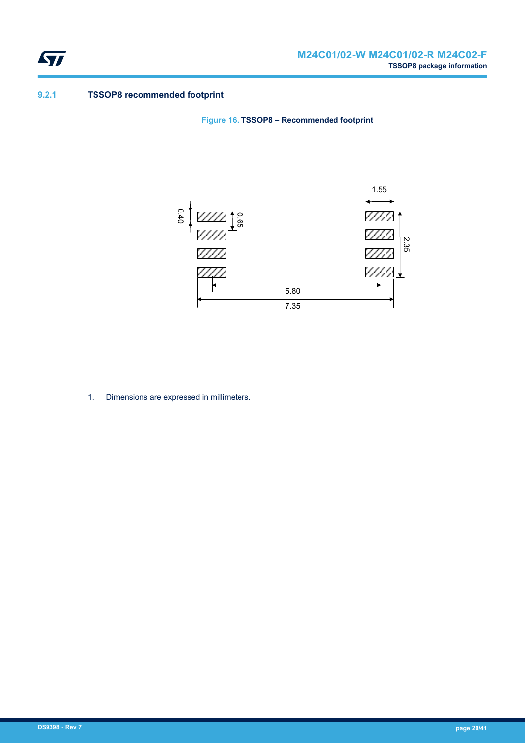### 9.2.1 TSSOP8 recommended footprint

**Figure 16. TSSOP8 – Recommended footprint**

1. Dimensions are expressed in millimeters.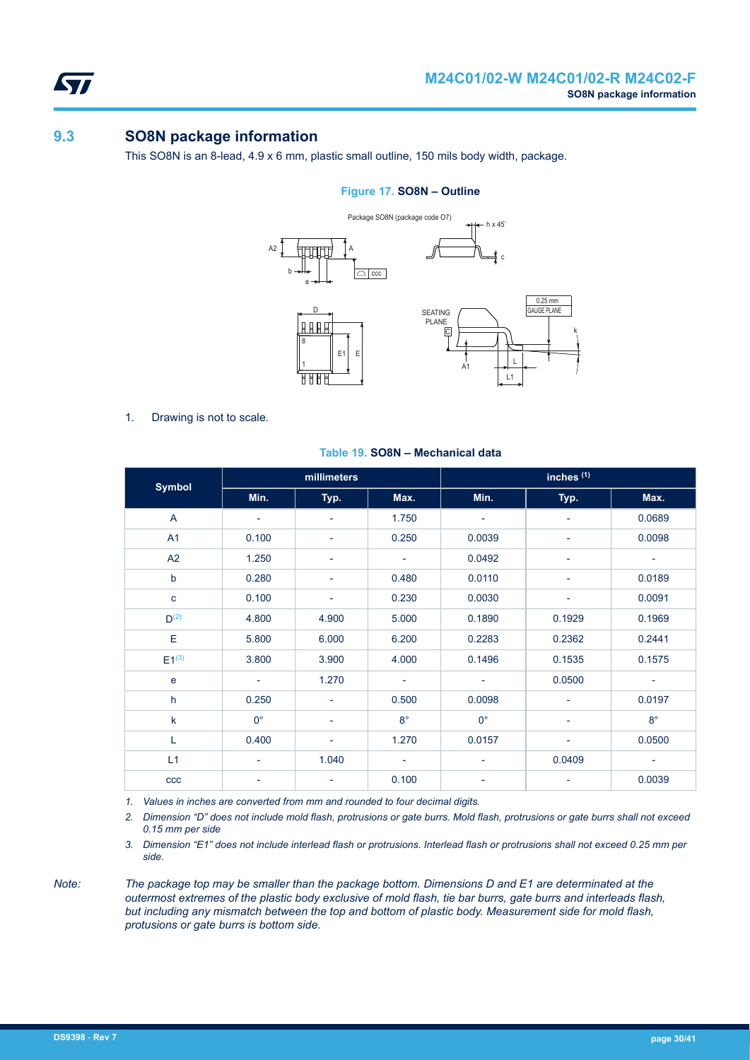## 9.3 SO8N package information

This SO8N is an 8-lead, 4.9 x 6 mm, plastic small outline, 150 mils body width, package.

**Figure 17. SO8N – Outline**

1. Drawing is not to scale.

**Table 19. SO8N – Mechanical data**

| Symbol | millimeters | | | inches [1] | | |
|---|---|---|---|---|---|---|
| | Min. | Typ. | Max. | Min. | Typ. | Max. |
| A | - | - | 1.750 | - | - | 0.0689 |
| A1 | 0.100 | - | 0.250 | 0.0039 | - | 0.0098 |
| A2 | 1.250 | - | - | 0.0492 | - | - |
| b | 0.280 | - | 0.480 | 0.0110 | - | 0.0189 |
| c | 0.100 | - | 0.230 | 0.0030 | - | 0.0091 |
| D[2] | 4.800 | 4.900 | 5.000 | 0.1890 | 0.1929 | 0.1969 |
| E | 5.800 | 6.000 | 6.200 | 0.2283 | 0.2362 | 0.2441 |
| E1[3] | 3.800 | 3.900 | 4.000 | 0.1496 | 0.1535 | 0.1575 |
| e | - | 1.270 | - | - | 0.0500 | - |
| h | 0.250 | - | 0.500 | 0.0098 | - | 0.0197 |
| k | 0° | - | 8° | 0° | - | 8° |
| L | 0.400 | - | 1.270 | 0.0157 | - | 0.0500 |
| L1 | - | 1.040 | - | - | 0.0409 | - |
| ccc | - | - | 0.100 | - | - | 0.0039 |

*1. Values in inches are converted from mm and rounded to four decimal digits.*

*2. Dimension "D" does not include mold flash, protrusions or gate burrs. Mold flash, protrusions or gate burrs shall not exceed 0.15 mm per side*

*3. Dimension "E1" does not include interlead flash or protrusions. Interlead flash or protrusions shall not exceed 0.25 mm per side.*

*Note: The package top may be smaller than the package bottom. Dimensions D and E1 are determinated at the outermost extremes of the plastic body exclusive of mold flash, tie bar burrs, gate burrs and interleads flash, but including any mismatch between the top and bottom of plastic body. Measurement side for mold flash, protusions or gate burrs is bottom side.*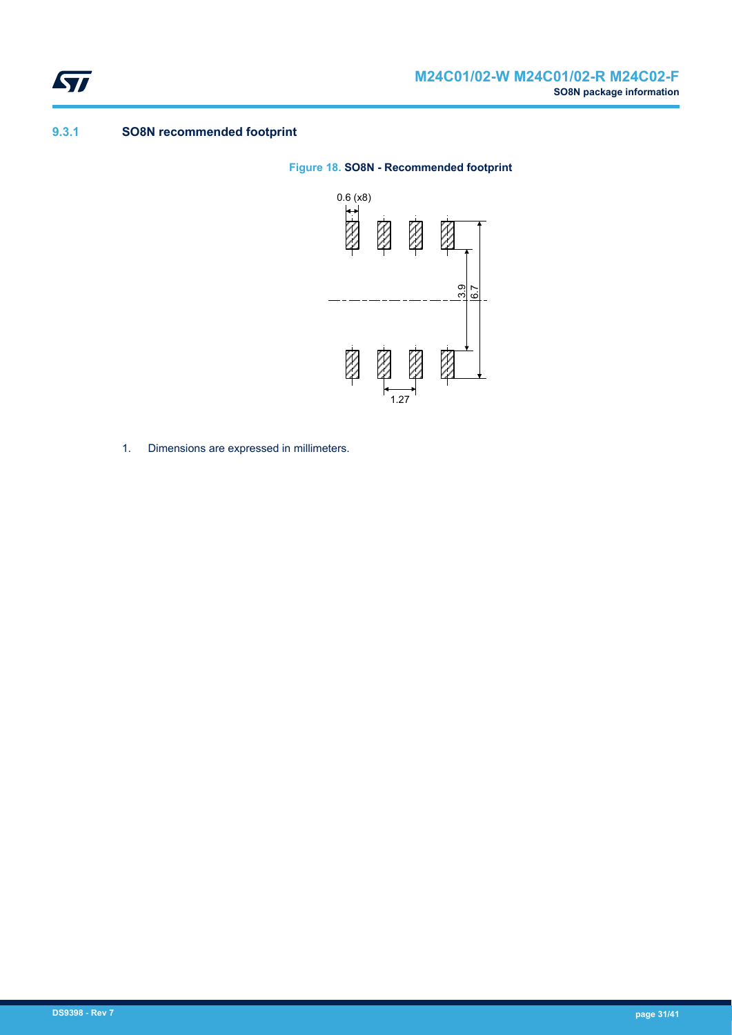### 9.3.1 SO8N recommended footprint

**Figure 18. SO8N - Recommended footprint**

1. Dimensions are expressed in millimeters.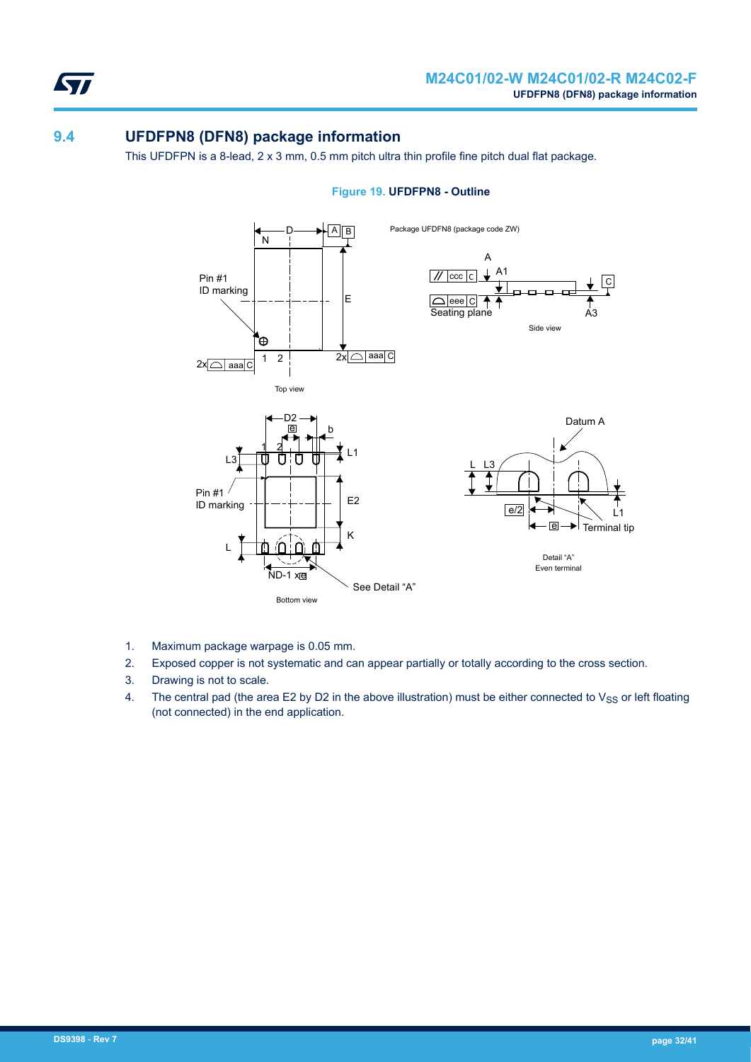## 9.4 UFDFPN8 (DFN8) package information

This UFDFPN is a 8-lead, 2 x 3 mm, 0.5 mm pitch ultra thin profile fine pitch dual flat package.

**Figure 19. UFDFPN8 - Outline**

1. Maximum package warpage is 0.05 mm.
2. Exposed copper is not systematic and can appear partially or totally according to the cross section.
3. Drawing is not to scale.
4. The central pad (the area E2 by D2 in the above illustration) must be either connected to $V_{SS}$ or left floating (not connected) in the end application.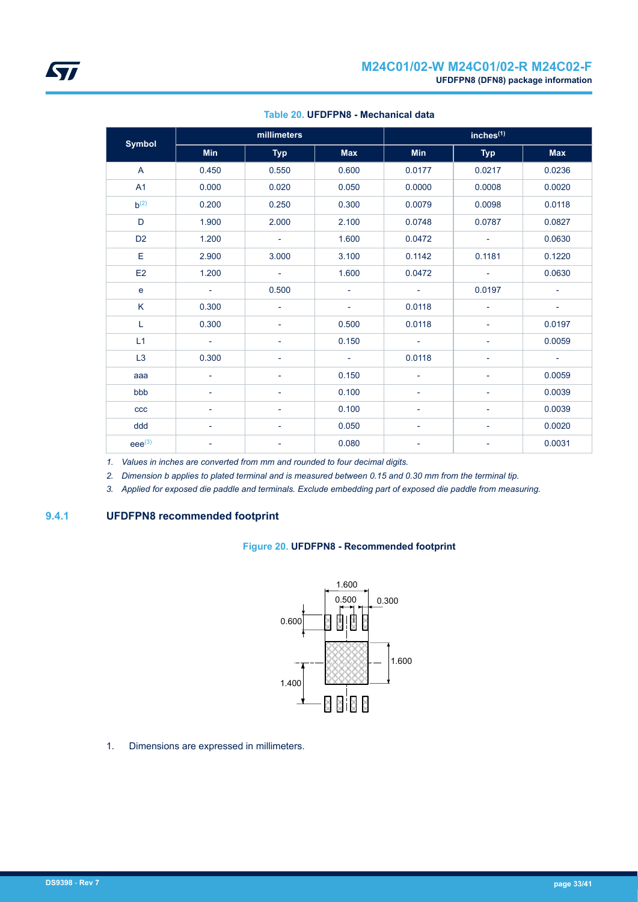**Table 20. UFDFPN8 - Mechanical data**

| Symbol | millimeters | | | inches[1] | | |
|---|---|---|---|---|---|---|
| | Min | Typ | Max | Min | Typ | Max |
| A | 0.450 | 0.550 | 0.600 | 0.0177 | 0.0217 | 0.0236 |
| A1 | 0.000 | 0.020 | 0.050 | 0.0000 | 0.0008 | 0.0020 |
| b[2] | 0.200 | 0.250 | 0.300 | 0.0079 | 0.0098 | 0.0118 |
| D | 1.900 | 2.000 | 2.100 | 0.0748 | 0.0787 | 0.0827 |
| D2 | 1.200 | - | 1.600 | 0.0472 | - | 0.0630 |
| E | 2.900 | 3.000 | 3.100 | 0.1142 | 0.1181 | 0.1220 |
| E2 | 1.200 | - | 1.600 | 0.0472 | - | 0.0630 |
| e | - | 0.500 | - | - | 0.0197 | - |
| K | 0.300 | - | - | 0.0118 | - | - |
| L | 0.300 | - | 0.500 | 0.0118 | - | 0.0197 |
| L1 | - | - | 0.150 | - | - | 0.0059 |
| L3 | 0.300 | - | - | 0.0118 | - | - |
| aaa | - | - | 0.150 | - | - | 0.0059 |
| bbb | - | - | 0.100 | - | - | 0.0039 |
| ccc | - | - | 0.100 | - | - | 0.0039 |
| ddd | - | - | 0.050 | - | - | 0.0020 |
| eee[3] | - | - | 0.080 | - | - | 0.0031 |

1. *Values in inches are converted from mm and rounded to four decimal digits.*
2. *Dimension b applies to plated terminal and is measured between 0.15 and 0.30 mm from the terminal tip.*
3. *Applied for exposed die paddle and terminals. Exclude embedding part of exposed die paddle from measuring.*

### 9.4.1 UFDFPN8 recommended footprint

**Figure 20. UFDFPN8 - Recommended footprint**

1. Dimensions are expressed in millimeters.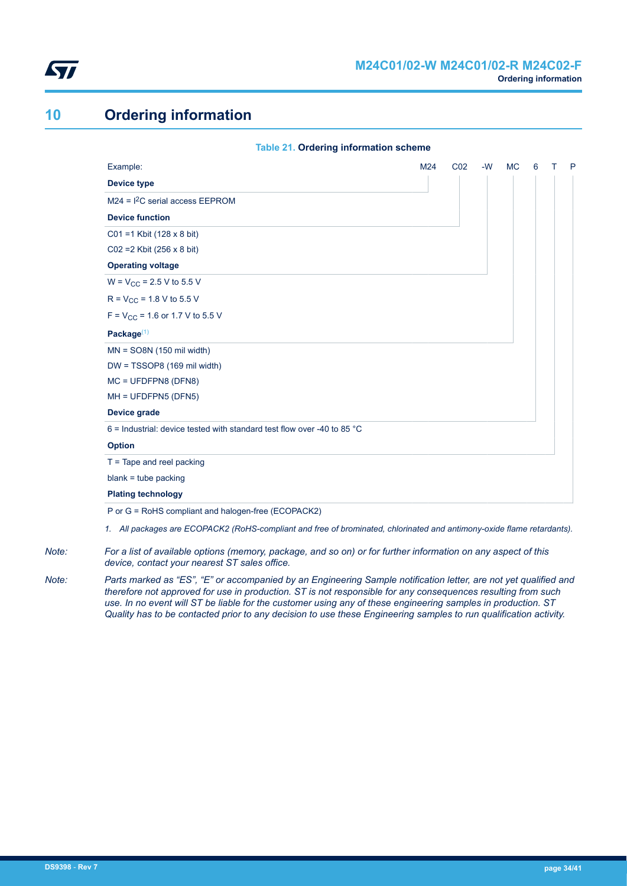# 10 Ordering information

**Table 21. Ordering information scheme**

| Example: | M24 | C02 | -W | MC | 6 | T | P |
|---|---|---|---|---|---|---|---|

**Device type**

M24 = I²C serial access EEPROM

**Device function**

C01 =1 Kbit (128 x 8 bit)

C02 =2 Kbit (256 x 8 bit)

**Operating voltage**

W = $V_{CC}$ = 2.5 V to 5.5 V

R = $V_{CC}$ = 1.8 V to 5.5 V

F = $V_{CC}$ = 1.6 or 1.7 V to 5.5 V

**Package**(1)

MN = SO8N (150 mil width)

DW = TSSOP8 (169 mil width)

MC = UFDFPN8 (DFN8)

MH = UFDFPN5 (DFN5)

**Device grade**

6 = Industrial: device tested with standard test flow over -40 to 85 °C

**Option**

T = Tape and reel packing

blank = tube packing

**Plating technology**

P or G = RoHS compliant and halogen-free (ECOPACK2)

1. *All packages are ECOPACK2 (RoHS-compliant and free of brominated, chlorinated and antimony-oxide flame retardants).*

*Note: For a list of available options (memory, package, and so on) or for further information on any aspect of this device, contact your nearest ST sales office.*

*Note: Parts marked as "ES", "E" or accompanied by an Engineering Sample notification letter, are not yet qualified and therefore not approved for use in production. ST is not responsible for any consequences resulting from such use. In no event will ST be liable for the customer using any of these engineering samples in production. ST Quality has to be contacted prior to any decision to use these Engineering samples to run qualification activity.*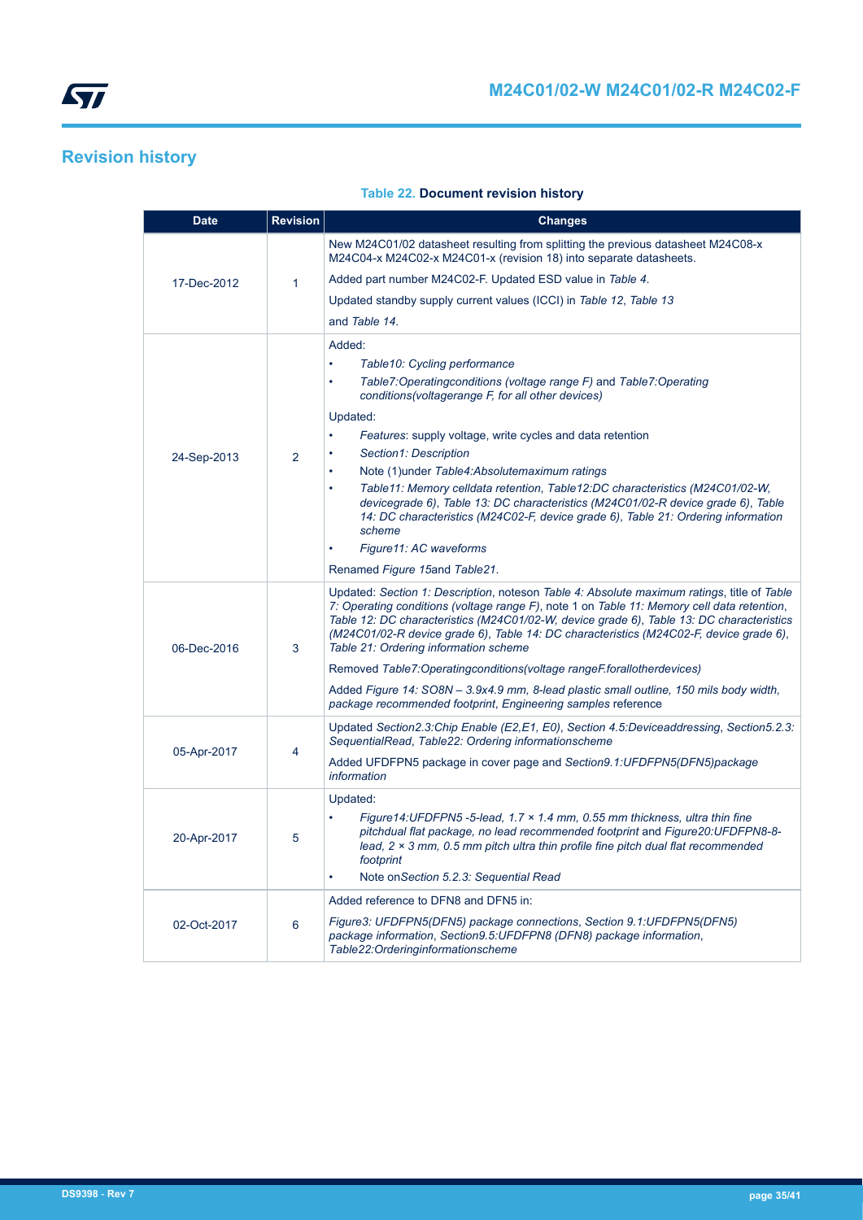# Revision history

**Table 22. Document revision history**

| Date | Revision | Changes |
|---|---|---|
| 17-Dec-2012 | 1 | New M24C01/02 datasheet resulting from splitting the previous datasheet M24C08-x M24C04-x M24C02-x M24C01-x (revision 18) into separate datasheets.<br>Added part number M24C02-F. Updated ESD value in *Table 4*.<br>Updated standby supply current values (ICCI) in *Table 12*, *Table 13* and *Table 14*. |
| 24-Sep-2013 | 2 | Added:<br>• *Table10: Cycling performance*<br>• *Table7:Operatingconditions (voltage range F)* and *Table7:Operating conditions(voltagerange F, for all other devices)*<br>Updated:<br>• *Features*: supply voltage, write cycles and data retention<br>• *Section1: Description*<br>• Note (1)under *Table4:Absolutemaximum ratings*<br>• *Table11: Memory celldata retention*, *Table12:DC characteristics (M24C01/02-W, devicegrade 6)*, *Table 13: DC characteristics (M24C01/02-R device grade 6)*, *Table 14: DC characteristics (M24C02-F, device grade 6)*, *Table 21: Ordering information scheme*<br>• *Figure11: AC waveforms*<br>Renamed *Figure 15*and *Table21*. |
| 06-Dec-2016 | 3 | Updated: *Section 1: Description*, noteson *Table 4: Absolute maximum ratings*, title of *Table 7: Operating conditions (voltage range F)*, note 1 on *Table 11: Memory cell data retention*, *Table 12: DC characteristics (M24C01/02-W, device grade 6)*, *Table 13: DC characteristics (M24C01/02-R device grade 6)*, *Table 14: DC characteristics (M24C02-F, device grade 6)*, *Table 21: Ordering information scheme*<br>Removed *Table7:Operatingconditions(voltage rangeF.forallotherdevices)*<br>Added *Figure 14: SO8N – 3.9x4.9 mm, 8-lead plastic small outline, 150 mils body width, package recommended footprint*, *Engineering samples* reference |
| 05-Apr-2017 | 4 | Updated *Section2.3:Chip Enable (E2,E1, E0)*, *Section 4.5:Deviceaddressing*, *Section5.2.3: SequentialRead*, *Table22: Ordering informationscheme*<br>Added UFDFPN5 package in cover page and *Section9.1:UFDFPN5(DFN5)package information* |
| 20-Apr-2017 | 5 | Updated:<br>• *Figure14:UFDFPN5 -5-lead, 1.7 × 1.4 mm, 0.55 mm thickness, ultra thin fine pitchdual flat package, no lead recommended footprint* and *Figure20:UFDFPN8-8-lead, 2 × 3 mm, 0.5 mm pitch ultra thin profile fine pitch dual flat recommended footprint*<br>• Note on*Section 5.2.3: Sequential Read* |
| 02-Oct-2017 | 6 | Added reference to DFN8 and DFN5 in:<br>*Figure3: UFDFPN5(DFN5) package connections*, *Section 9.1:UFDFPN5(DFN5) package information*, *Section9.5:UFDFPN8 (DFN8) package information*, *Table22:Orderinginformationscheme* |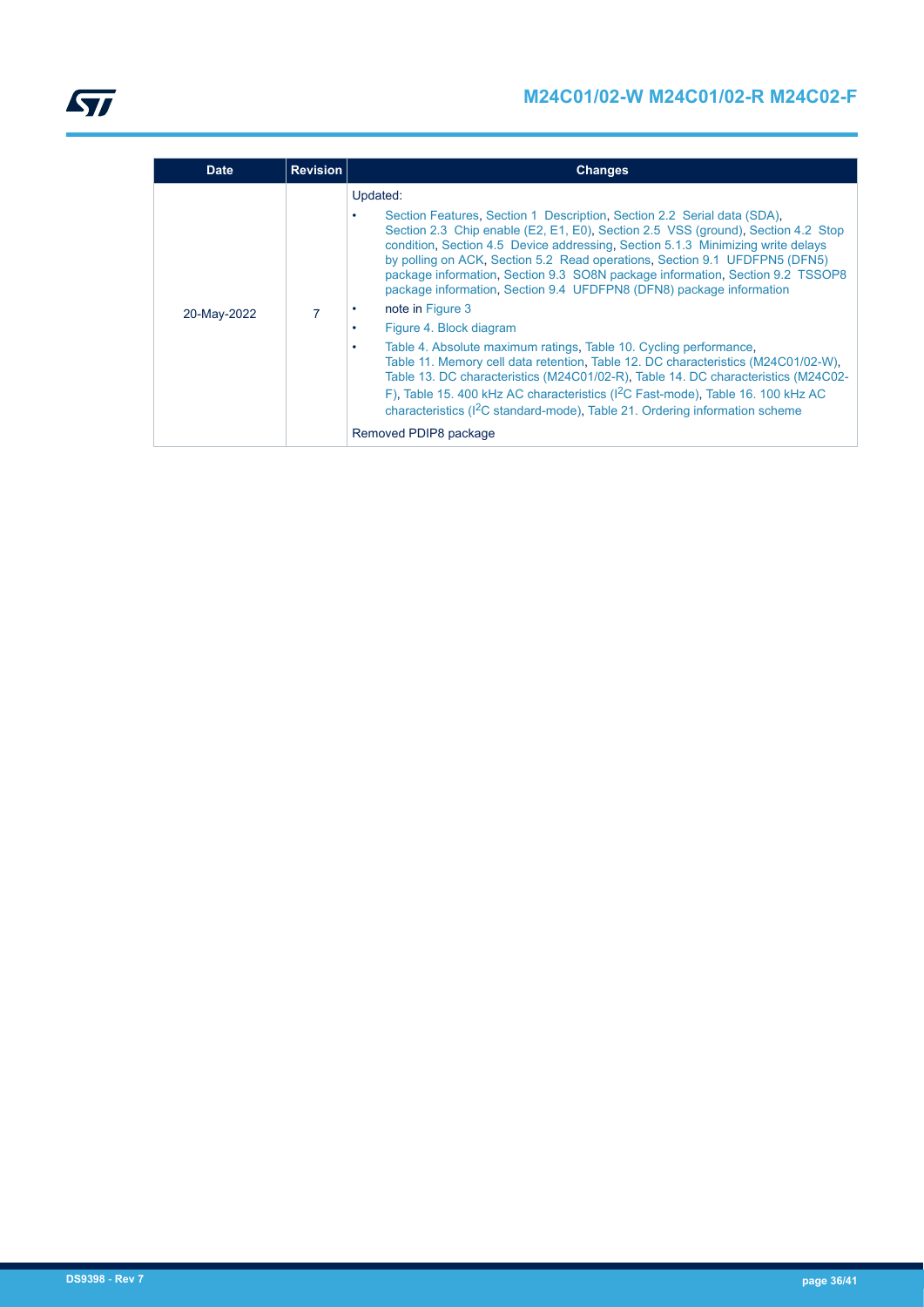| Date | Revision | Changes |
| --- | --- | --- |
| 20-May-2022 | 7 | Updated:<br>• Section Features, Section 1 Description, Section 2.2 Serial data (SDA), Section 2.3 Chip enable (E2, E1, E0), Section 2.5 VSS (ground), Section 4.2 Stop condition, Section 4.5 Device addressing, Section 5.1.3 Minimizing write delays by polling on ACK, Section 5.2 Read operations, Section 9.1 UFDFPN5 (DFN5) package information, Section 9.3 SO8N package information, Section 9.2 TSSOP8 package information, Section 9.4 UFDFPN8 (DFN8) package information<br>• note in Figure 3<br>• Figure 4. Block diagram<br>• Table 4. Absolute maximum ratings, Table 10. Cycling performance, Table 11. Memory cell data retention, Table 12. DC characteristics (M24C01/02-W), Table 13. DC characteristics (M24C01/02-R), Table 14. DC characteristics (M24C02-F), Table 15. 400 kHz AC characteristics ($I^2C$ Fast-mode), Table 16. 100 kHz AC characteristics ($I^2C$ standard-mode), Table 21. Ordering information scheme<br>Removed PDIP8 package |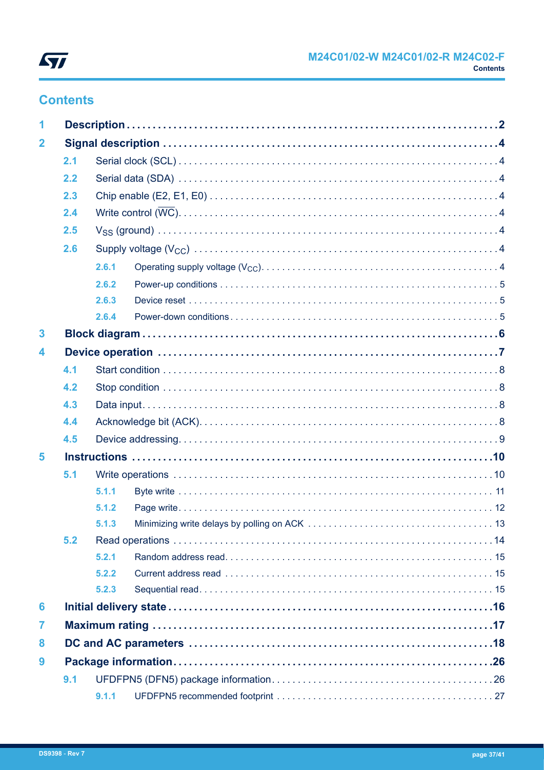## Contents

| | | |
|---|---|---|
| **1** | **Description** | **2** |
| **2** | **Signal description** | **4** |
| 2.1 | Serial clock (SCL) | 4 |
| 2.2 | Serial data (SDA) | 4 |
| 2.3 | Chip enable (E2, E1, E0) | 4 |
| 2.4 | Write control ($\overline{WC}$) | 4 |
| 2.5 | $V_{SS}$ (ground) | 4 |
| 2.6 | Supply voltage ($V_{CC}$) | 4 |
| 2.6.1 | Operating supply voltage ($V_{CC}$) | 4 |
| 2.6.2 | Power-up conditions | 5 |
| 2.6.3 | Device reset | 5 |
| 2.6.4 | Power-down conditions | 5 |
| **3** | **Block diagram** | **6** |
| **4** | **Device operation** | **7** |
| 4.1 | Start condition | 8 |
| 4.2 | Stop condition | 8 |
| 4.3 | Data input | 8 |
| 4.4 | Acknowledge bit (ACK) | 8 |
| 4.5 | Device addressing | 9 |
| **5** | **Instructions** | **10** |
| 5.1 | Write operations | 10 |
| 5.1.1 | Byte write | 11 |
| 5.1.2 | Page write | 12 |
| 5.1.3 | Minimizing write delays by polling on ACK | 13 |
| 5.2 | Read operations | 14 |
| 5.2.1 | Random address read | 15 |
| 5.2.2 | Current address read | 15 |
| 5.2.3 | Sequential read | 15 |
| **6** | **Initial delivery state** | **16** |
| **7** | **Maximum rating** | **17** |
| **8** | **DC and AC parameters** | **18** |
| **9** | **Package information** | **26** |
| 9.1 | UFDFPN5 (DFN5) package information | 26 |
| 9.1.1 | UFDFPN5 recommended footprint | 27 |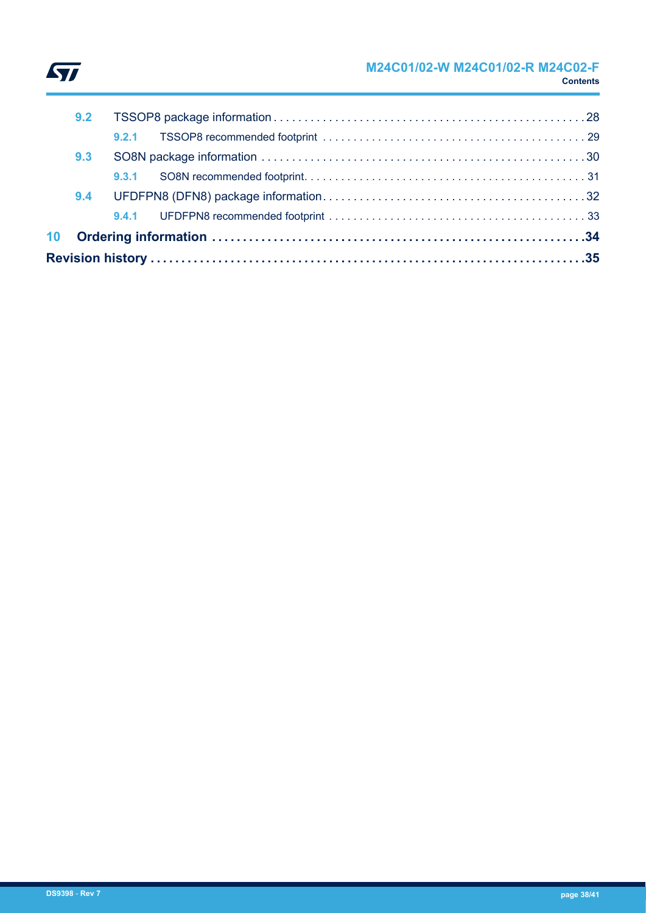- 9.2 TSSOP8 package information . . . . . . . . . . . . . . . . . . . . . . . . . . . . . . . . . . . . . . . . . . . . . . . . . . 28
  - 9.2.1 TSSOP8 recommended footprint . . . . . . . . . . . . . . . . . . . . . . . . . . . . . . . . . . . . . . . . . . 29
- 9.3 SO8N package information . . . . . . . . . . . . . . . . . . . . . . . . . . . . . . . . . . . . . . . . . . . . . . . . . . . . 30
  - 9.3.1 SO8N recommended footprint. . . . . . . . . . . . . . . . . . . . . . . . . . . . . . . . . . . . . . . . . . . . . 31
- 9.4 UFDFPN8 (DFN8) package information. . . . . . . . . . . . . . . . . . . . . . . . . . . . . . . . . . . . . . . . . 32
  - 9.4.1 UFDFPN8 recommended footprint . . . . . . . . . . . . . . . . . . . . . . . . . . . . . . . . . . . . . . . . . 33

**10 Ordering information . . . . . . . . . . . . . . . . . . . . . . . . . . . . . . . . . . . . . . . . . . . . . . . . . . . . . . . . . . . 34**

**Revision history . . . . . . . . . . . . . . . . . . . . . . . . . . . . . . . . . . . . . . . . . . . . . . . . . . . . . . . . . . . . . . . . . . . 35**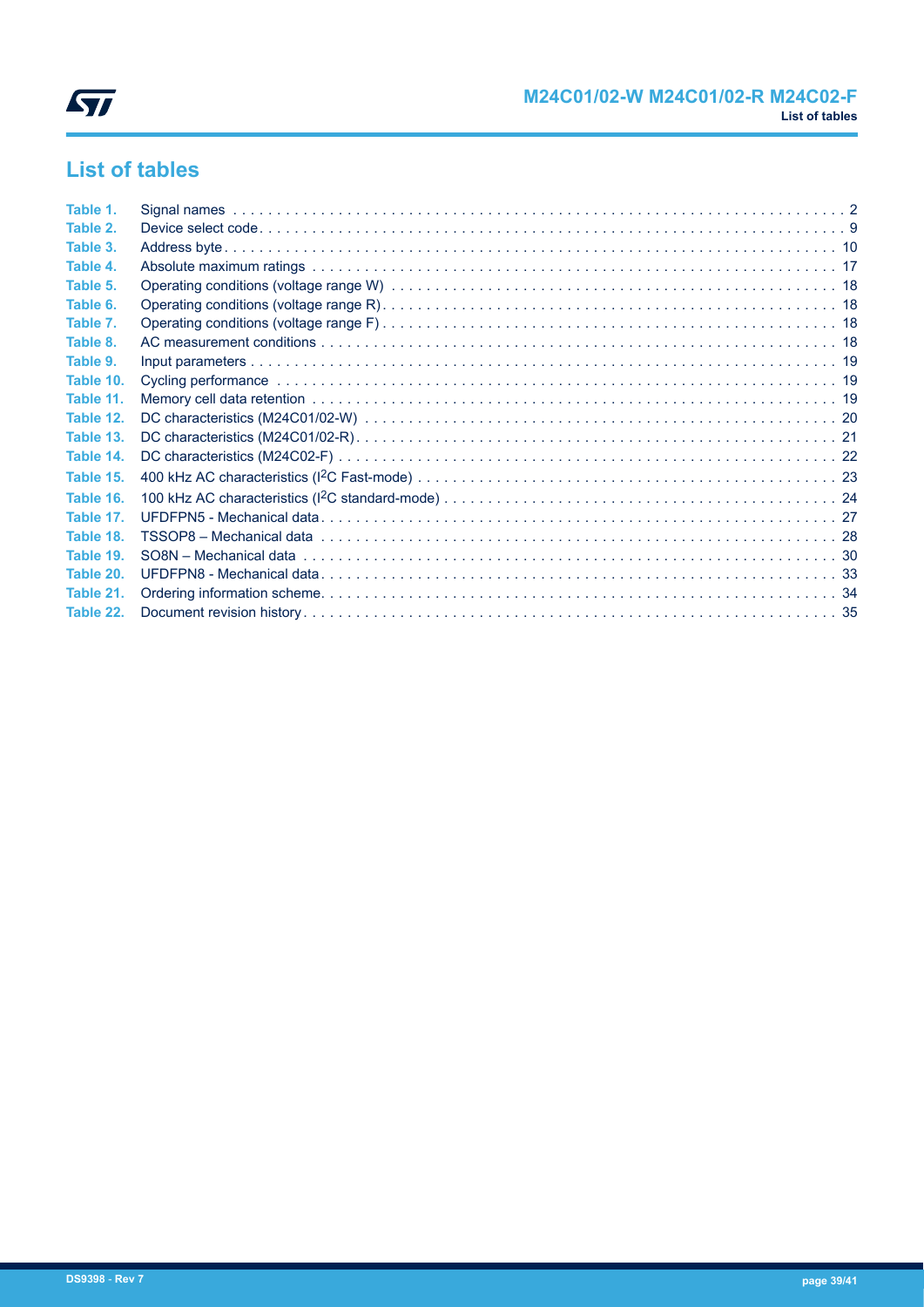# List of tables

| | | |
|---|---|---|
| Table 1. | Signal names | 2 |
| Table 2. | Device select code | 9 |
| Table 3. | Address byte | 10 |
| Table 4. | Absolute maximum ratings | 17 |
| Table 5. | Operating conditions (voltage range W) | 18 |
| Table 6. | Operating conditions (voltage range R) | 18 |
| Table 7. | Operating conditions (voltage range F) | 18 |
| Table 8. | AC measurement conditions | 18 |
| Table 9. | Input parameters | 19 |
| Table 10. | Cycling performance | 19 |
| Table 11. | Memory cell data retention | 19 |
| Table 12. | DC characteristics (M24C01/02-W) | 20 |
| Table 13. | DC characteristics (M24C01/02-R) | 21 |
| Table 14. | DC characteristics (M24C02-F) | 22 |
| Table 15. | 400 kHz AC characteristics ($I^2C$ Fast-mode) | 23 |
| Table 16. | 100 kHz AC characteristics ($I^2C$ standard-mode) | 24 |
| Table 17. | UFDFPN5 - Mechanical data | 27 |
| Table 18. | TSSOP8 – Mechanical data | 28 |
| Table 19. | SO8N – Mechanical data | 30 |
| Table 20. | UFDFPN8 - Mechanical data | 33 |
| Table 21. | Ordering information scheme | 34 |
| Table 22. | Document revision history | 35 |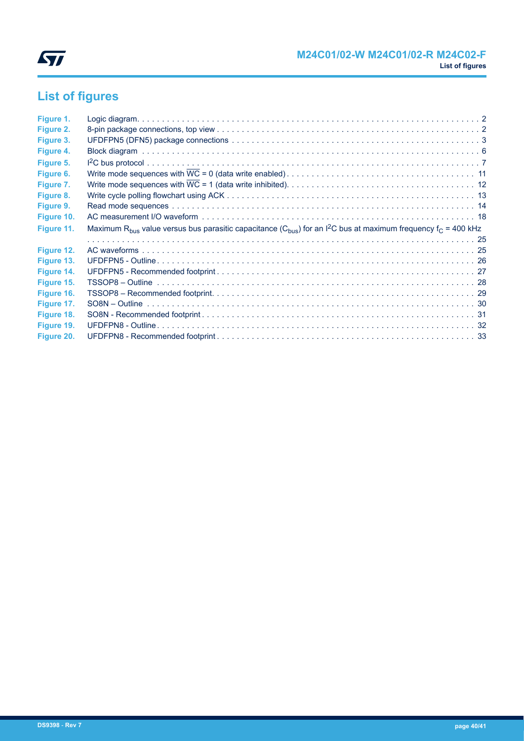## List of figures

| | | |
|---|---|---|
| Figure 1. | Logic diagram | 2 |
| Figure 2. | 8-pin package connections, top view | 2 |
| Figure 3. | UFDFPN5 (DFN5) package connections | 3 |
| Figure 4. | Block diagram | 6 |
| Figure 5. | $I^2C$ bus protocol | 7 |
| Figure 6. | Write mode sequences with $\overline{WC}$ = 0 (data write enabled) | 11 |
| Figure 7. | Write mode sequences with $\overline{WC}$ = 1 (data write inhibited) | 12 |
| Figure 8. | Write cycle polling flowchart using ACK | 13 |
| Figure 9. | Read mode sequences | 14 |
| Figure 10. | AC measurement I/O waveform | 18 |
| Figure 11. | Maximum $R_{bus}$ value versus bus parasitic capacitance ($C_{bus}$) for an $I^2C$ bus at maximum frequency $f_C$ = 400 kHz | 25 |
| Figure 12. | AC waveforms | 25 |
| Figure 13. | UFDFPN5 - Outline | 26 |
| Figure 14. | UFDFPN5 - Recommended footprint | 27 |
| Figure 15. | TSSOP8 – Outline | 28 |
| Figure 16. | TSSOP8 – Recommended footprint | 29 |
| Figure 17. | SO8N – Outline | 30 |
| Figure 18. | SO8N - Recommended footprint | 31 |
| Figure 19. | UFDFPN8 - Outline | 32 |
| Figure 20. | UFDFPN8 - Recommended footprint | 33 |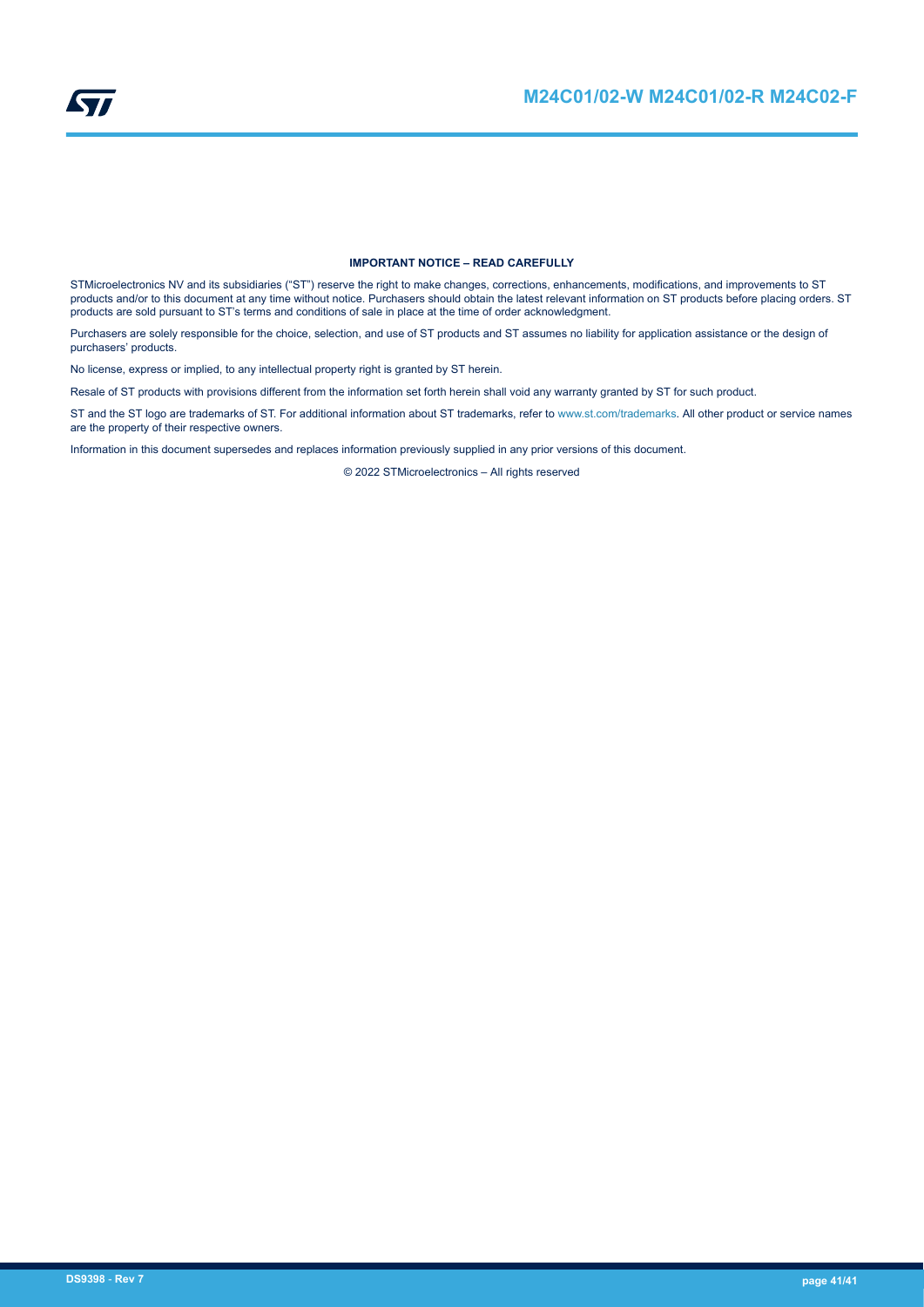**IMPORTANT NOTICE – READ CAREFULLY**

STMicroelectronics NV and its subsidiaries ("ST") reserve the right to make changes, corrections, enhancements, modifications, and improvements to ST products and/or to this document at any time without notice. Purchasers should obtain the latest relevant information on ST products before placing orders. ST products are sold pursuant to ST's terms and conditions of sale in place at the time of order acknowledgment.

Purchasers are solely responsible for the choice, selection, and use of ST products and ST assumes no liability for application assistance or the design of purchasers' products.

No license, express or implied, to any intellectual property right is granted by ST herein.

Resale of ST products with provisions different from the information set forth herein shall void any warranty granted by ST for such product.

ST and the ST logo are trademarks of ST. For additional information about ST trademarks, refer to www.st.com/trademarks. All other product or service names are the property of their respective owners.

Information in this document supersedes and replaces information previously supplied in any prior versions of this document.

© 2022 STMicroelectronics – All rights reserved